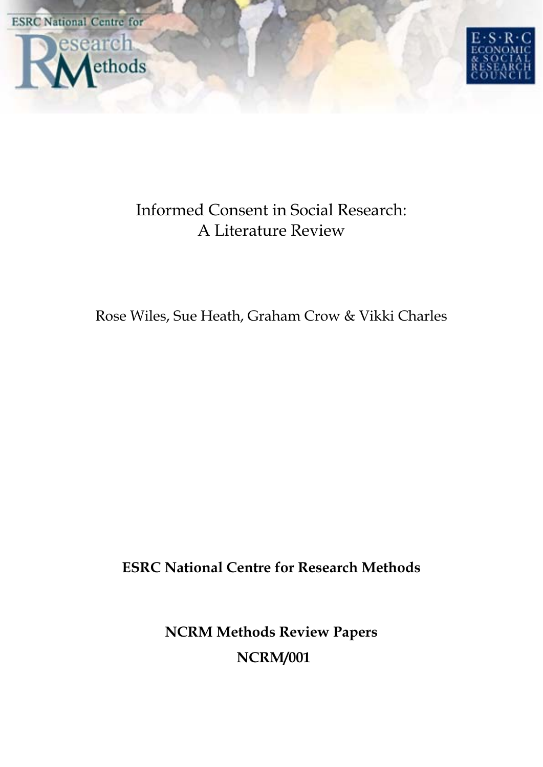ESRC National Centre for Research Methods

E·S·R·C ECONOMIC & SOCIAL RESEARCH COUNCIL

# Informed Consent in Social Research: A Literature Review

Rose Wiles, Sue Heath, Graham Crow & Vikki Charles

**ESRC National Centre for Research Methods**

**NCRM Methods Review Papers**

**NCRM/001**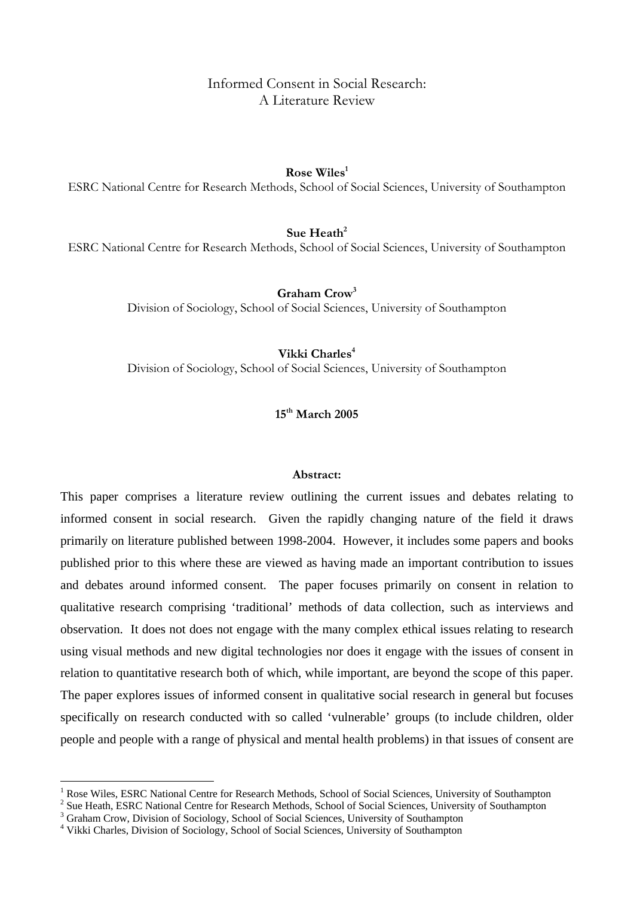# Informed Consent in Social Research: A Literature Review

**Rose Wiles**[1]
ESRC National Centre for Research Methods, School of Social Sciences, University of Southampton

**Sue Heath**[2]
ESRC National Centre for Research Methods, School of Social Sciences, University of Southampton

**Graham Crow**[3]
Division of Sociology, School of Social Sciences, University of Southampton

**Vikki Charles**[4]
Division of Sociology, School of Social Sciences, University of Southampton

**15th March 2005**

**Abstract:**

This paper comprises a literature review outlining the current issues and debates relating to informed consent in social research. Given the rapidly changing nature of the field it draws primarily on literature published between 1998-2004. However, it includes some papers and books published prior to this where these are viewed as having made an important contribution to issues and debates around informed consent. The paper focuses primarily on consent in relation to qualitative research comprising 'traditional' methods of data collection, such as interviews and observation. It does not does not engage with the many complex ethical issues relating to research using visual methods and new digital technologies nor does it engage with the issues of consent in relation to quantitative research both of which, while important, are beyond the scope of this paper. The paper explores issues of informed consent in qualitative social research in general but focuses specifically on research conducted with so called 'vulnerable' groups (to include children, older people and people with a range of physical and mental health problems) in that issues of consent are

[1] Rose Wiles, ESRC National Centre for Research Methods, School of Social Sciences, University of Southampton
[2] Sue Heath, ESRC National Centre for Research Methods, School of Social Sciences, University of Southampton
[3] Graham Crow, Division of Sociology, School of Social Sciences, University of Southampton
[4] Vikki Charles, Division of Sociology, School of Social Sciences, University of Southampton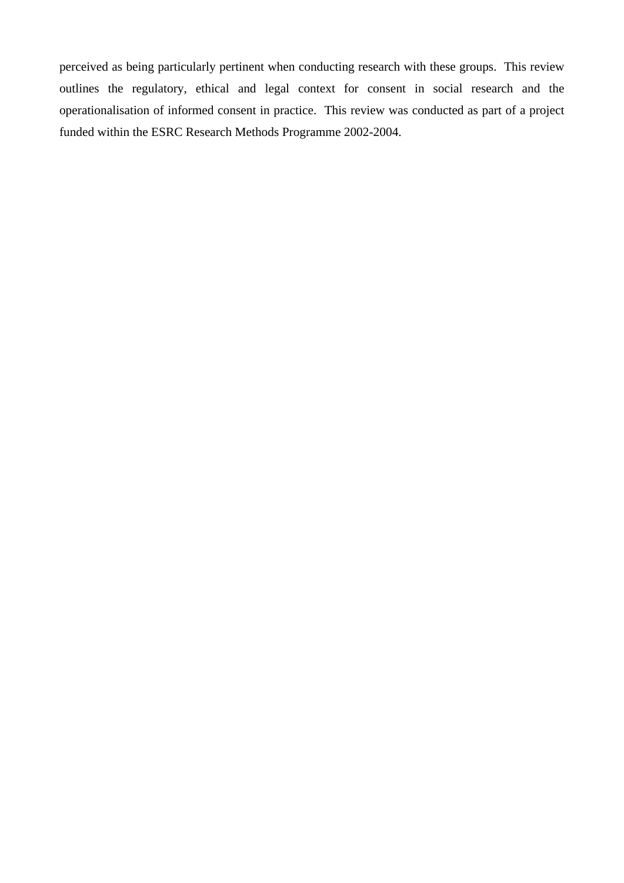perceived as being particularly pertinent when conducting research with these groups. This review outlines the regulatory, ethical and legal context for consent in social research and the operationalisation of informed consent in practice. This review was conducted as part of a project funded within the ESRC Research Methods Programme 2002-2004.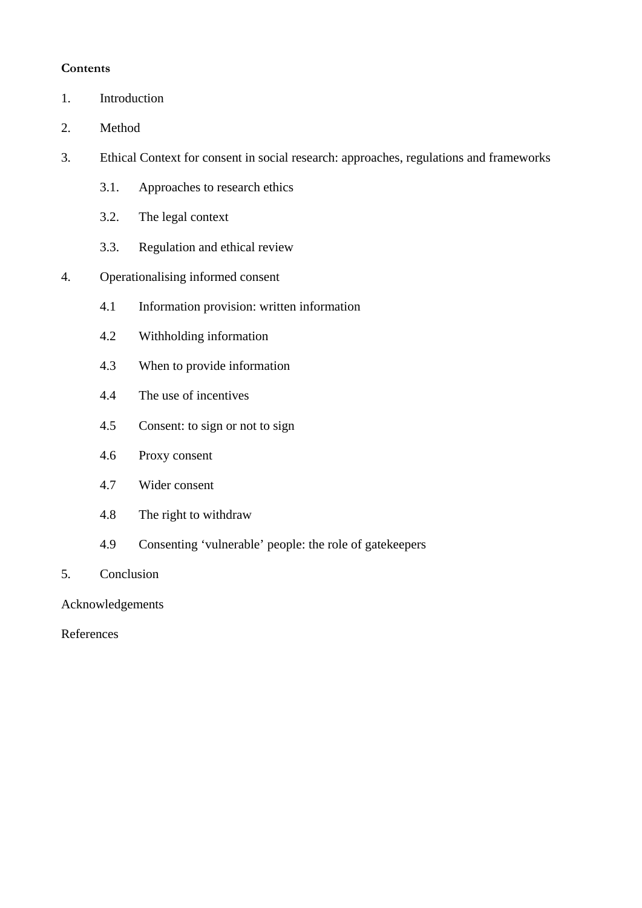**Contents**

1. Introduction
2. Method
3. Ethical Context for consent in social research: approaches, regulations and frameworks
    - 3.1. Approaches to research ethics
    - 3.2. The legal context
    - 3.3. Regulation and ethical review
4. Operationalising informed consent
    - 4.1 Information provision: written information
    - 4.2 Withholding information
    - 4.3 When to provide information
    - 4.4 The use of incentives
    - 4.5 Consent: to sign or not to sign
    - 4.6 Proxy consent
    - 4.7 Wider consent
    - 4.8 The right to withdraw
    - 4.9 Consenting 'vulnerable' people: the role of gatekeepers
5. Conclusion

Acknowledgements

References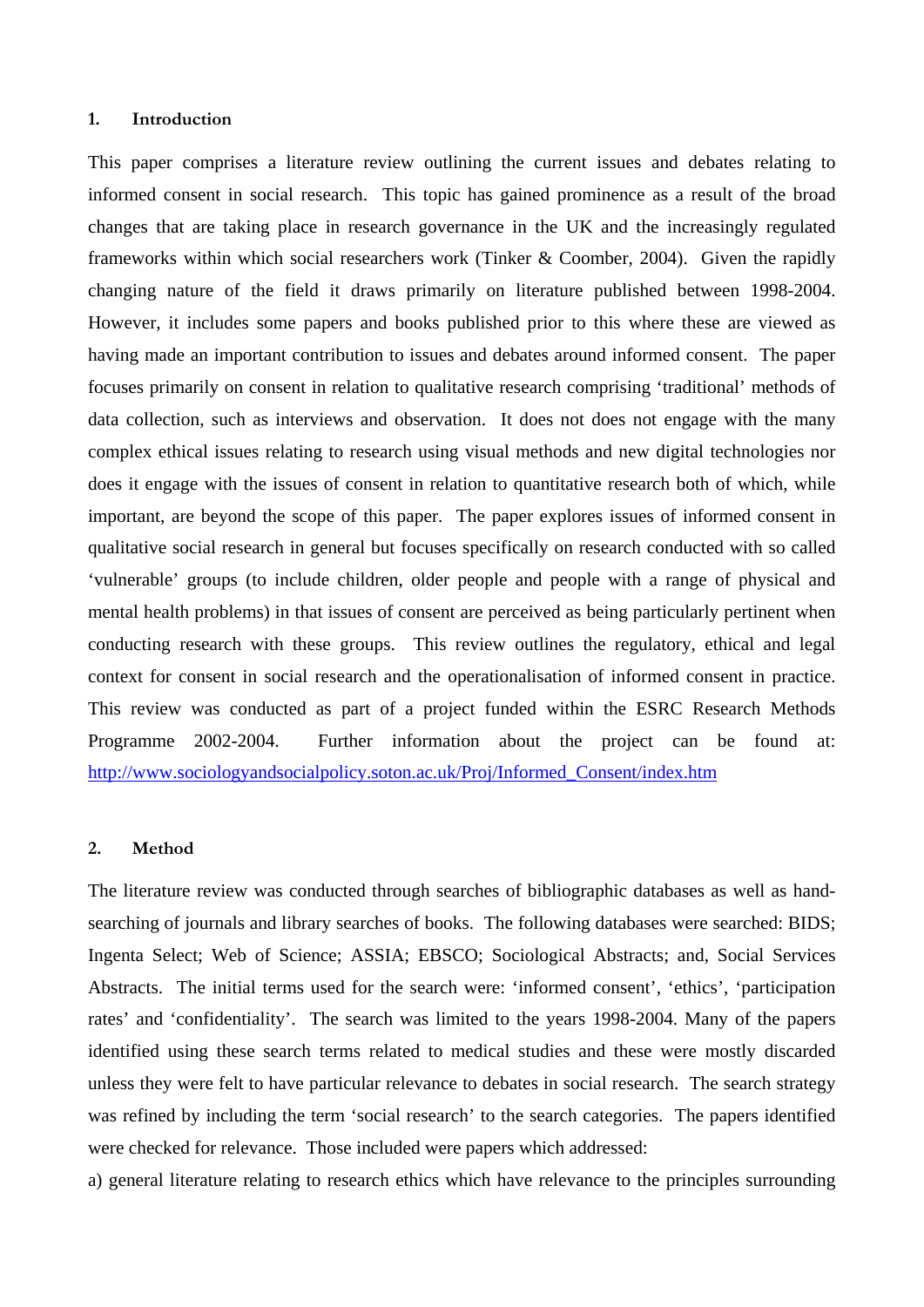## 1. Introduction

This paper comprises a literature review outlining the current issues and debates relating to informed consent in social research. This topic has gained prominence as a result of the broad changes that are taking place in research governance in the UK and the increasingly regulated frameworks within which social researchers work (Tinker & Coomber, 2004). Given the rapidly changing nature of the field it draws primarily on literature published between 1998-2004. However, it includes some papers and books published prior to this where these are viewed as having made an important contribution to issues and debates around informed consent. The paper focuses primarily on consent in relation to qualitative research comprising 'traditional' methods of data collection, such as interviews and observation. It does not does not engage with the many complex ethical issues relating to research using visual methods and new digital technologies nor does it engage with the issues of consent in relation to quantitative research both of which, while important, are beyond the scope of this paper. The paper explores issues of informed consent in qualitative social research in general but focuses specifically on research conducted with so called 'vulnerable' groups (to include children, older people and people with a range of physical and mental health problems) in that issues of consent are perceived as being particularly pertinent when conducting research with these groups. This review outlines the regulatory, ethical and legal context for consent in social research and the operationalisation of informed consent in practice. This review was conducted as part of a project funded within the ESRC Research Methods Programme 2002-2004. Further information about the project can be found at: http://www.sociologyandsocialpolicy.soton.ac.uk/Proj/Informed_Consent/index.htm

## 2. Method

The literature review was conducted through searches of bibliographic databases as well as hand-searching of journals and library searches of books. The following databases were searched: BIDS; Ingenta Select; Web of Science; ASSIA; EBSCO; Sociological Abstracts; and, Social Services Abstracts. The initial terms used for the search were: 'informed consent', 'ethics', 'participation rates' and 'confidentiality'. The search was limited to the years 1998-2004. Many of the papers identified using these search terms related to medical studies and these were mostly discarded unless they were felt to have particular relevance to debates in social research. The search strategy was refined by including the term 'social research' to the search categories. The papers identified were checked for relevance. Those included were papers which addressed:

a) general literature relating to research ethics which have relevance to the principles surrounding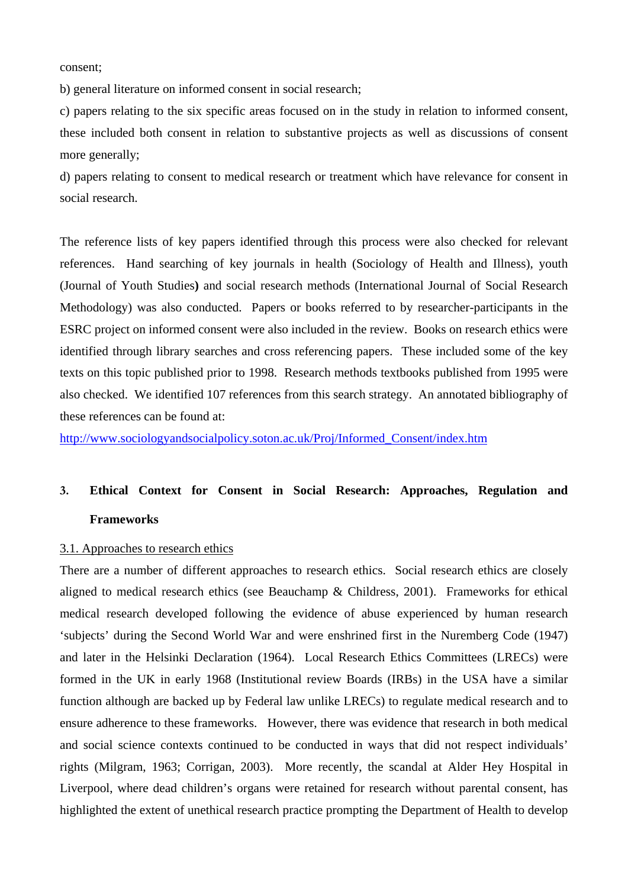consent;

b) general literature on informed consent in social research;

c) papers relating to the six specific areas focused on in the study in relation to informed consent, these included both consent in relation to substantive projects as well as discussions of consent more generally;

d) papers relating to consent to medical research or treatment which have relevance for consent in social research.

The reference lists of key papers identified through this process were also checked for relevant references. Hand searching of key journals in health (Sociology of Health and Illness), youth (Journal of Youth Studies**)** and social research methods (International Journal of Social Research Methodology) was also conducted. Papers or books referred to by researcher-participants in the ESRC project on informed consent were also included in the review. Books on research ethics were identified through library searches and cross referencing papers. These included some of the key texts on this topic published prior to 1998. Research methods textbooks published from 1995 were also checked. We identified 107 references from this search strategy. An annotated bibliography of these references can be found at:

http://www.sociologyandsocialpolicy.soton.ac.uk/Proj/Informed_Consent/index.htm

## 3. Ethical Context for Consent in Social Research: Approaches, Regulation and Frameworks

### 3.1. Approaches to research ethics

There are a number of different approaches to research ethics. Social research ethics are closely aligned to medical research ethics (see Beauchamp & Childress, 2001). Frameworks for ethical medical research developed following the evidence of abuse experienced by human research 'subjects' during the Second World War and were enshrined first in the Nuremberg Code (1947) and later in the Helsinki Declaration (1964). Local Research Ethics Committees (LRECs) were formed in the UK in early 1968 (Institutional review Boards (IRBs) in the USA have a similar function although are backed up by Federal law unlike LRECs) to regulate medical research and to ensure adherence to these frameworks. However, there was evidence that research in both medical and social science contexts continued to be conducted in ways that did not respect individuals' rights (Milgram, 1963; Corrigan, 2003). More recently, the scandal at Alder Hey Hospital in Liverpool, where dead children's organs were retained for research without parental consent, has highlighted the extent of unethical research practice prompting the Department of Health to develop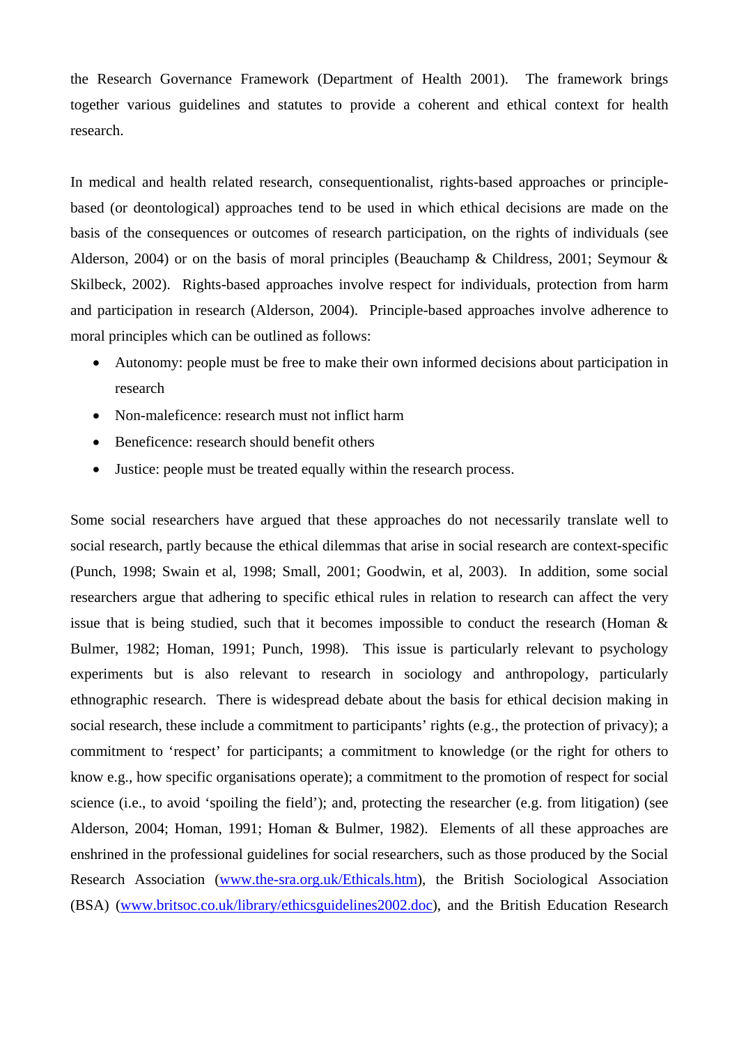the Research Governance Framework (Department of Health 2001). The framework brings together various guidelines and statutes to provide a coherent and ethical context for health research.

In medical and health related research, consequentionalist, rights-based approaches or principle-based (or deontological) approaches tend to be used in which ethical decisions are made on the basis of the consequences or outcomes of research participation, on the rights of individuals (see Alderson, 2004) or on the basis of moral principles (Beauchamp & Childress, 2001; Seymour & Skilbeck, 2002). Rights-based approaches involve respect for individuals, protection from harm and participation in research (Alderson, 2004). Principle-based approaches involve adherence to moral principles which can be outlined as follows:

- Autonomy: people must be free to make their own informed decisions about participation in research
- Non-maleficence: research must not inflict harm
- Beneficence: research should benefit others
- Justice: people must be treated equally within the research process.

Some social researchers have argued that these approaches do not necessarily translate well to social research, partly because the ethical dilemmas that arise in social research are context-specific (Punch, 1998; Swain et al, 1998; Small, 2001; Goodwin, et al, 2003). In addition, some social researchers argue that adhering to specific ethical rules in relation to research can affect the very issue that is being studied, such that it becomes impossible to conduct the research (Homan & Bulmer, 1982; Homan, 1991; Punch, 1998). This issue is particularly relevant to psychology experiments but is also relevant to research in sociology and anthropology, particularly ethnographic research. There is widespread debate about the basis for ethical decision making in social research, these include a commitment to participants' rights (e.g., the protection of privacy); a commitment to 'respect' for participants; a commitment to knowledge (or the right for others to know e.g., how specific organisations operate); a commitment to the promotion of respect for social science (i.e., to avoid 'spoiling the field'); and, protecting the researcher (e.g. from litigation) (see Alderson, 2004; Homan, 1991; Homan & Bulmer, 1982). Elements of all these approaches are enshrined in the professional guidelines for social researchers, such as those produced by the Social Research Association (www.the-sra.org.uk/Ethicals.htm), the British Sociological Association (BSA) (www.britsoc.co.uk/library/ethicsguidelines2002.doc), and the British Education Research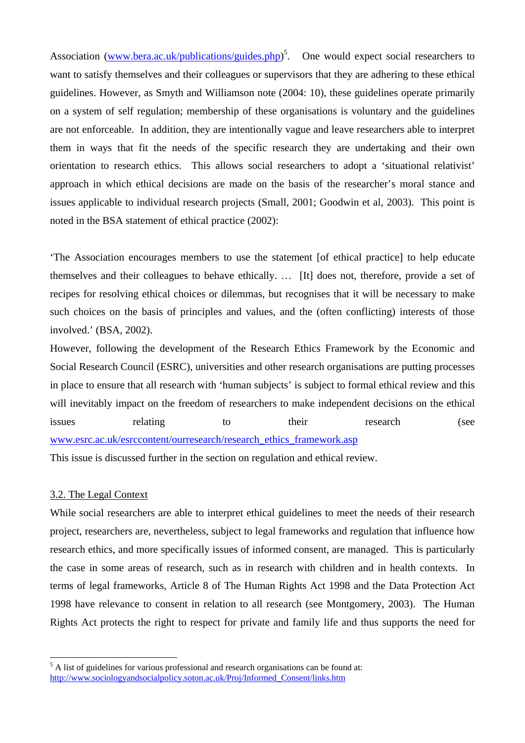Association (www.bera.ac.uk/publications/guides.php)[5]. One would expect social researchers to want to satisfy themselves and their colleagues or supervisors that they are adhering to these ethical guidelines. However, as Smyth and Williamson note (2004: 10), these guidelines operate primarily on a system of self regulation; membership of these organisations is voluntary and the guidelines are not enforceable. In addition, they are intentionally vague and leave researchers able to interpret them in ways that fit the needs of the specific research they are undertaking and their own orientation to research ethics. This allows social researchers to adopt a 'situational relativist' approach in which ethical decisions are made on the basis of the researcher's moral stance and issues applicable to individual research projects (Small, 2001; Goodwin et al, 2003). This point is noted in the BSA statement of ethical practice (2002):

'The Association encourages members to use the statement [of ethical practice] to help educate themselves and their colleagues to behave ethically. … [It] does not, therefore, provide a set of recipes for resolving ethical choices or dilemmas, but recognises that it will be necessary to make such choices on the basis of principles and values, and the (often conflicting) interests of those involved.' (BSA, 2002).

However, following the development of the Research Ethics Framework by the Economic and Social Research Council (ESRC), universities and other research organisations are putting processes in place to ensure that all research with 'human subjects' is subject to formal ethical review and this will inevitably impact on the freedom of researchers to make independent decisions on the ethical issues relating to their research (see www.esrc.ac.uk/esrccontent/ourresearch/research_ethics_framework.asp

This issue is discussed further in the section on regulation and ethical review.

## 3.2. The Legal Context

While social researchers are able to interpret ethical guidelines to meet the needs of their research project, researchers are, nevertheless, subject to legal frameworks and regulation that influence how research ethics, and more specifically issues of informed consent, are managed. This is particularly the case in some areas of research, such as in research with children and in health contexts. In terms of legal frameworks, Article 8 of The Human Rights Act 1998 and the Data Protection Act 1998 have relevance to consent in relation to all research (see Montgomery, 2003). The Human Rights Act protects the right to respect for private and family life and thus supports the need for

---

[5] A list of guidelines for various professional and research organisations can be found at: http://www.sociologyandsocialpolicy.soton.ac.uk/Proj/Informed_Consent/links.htm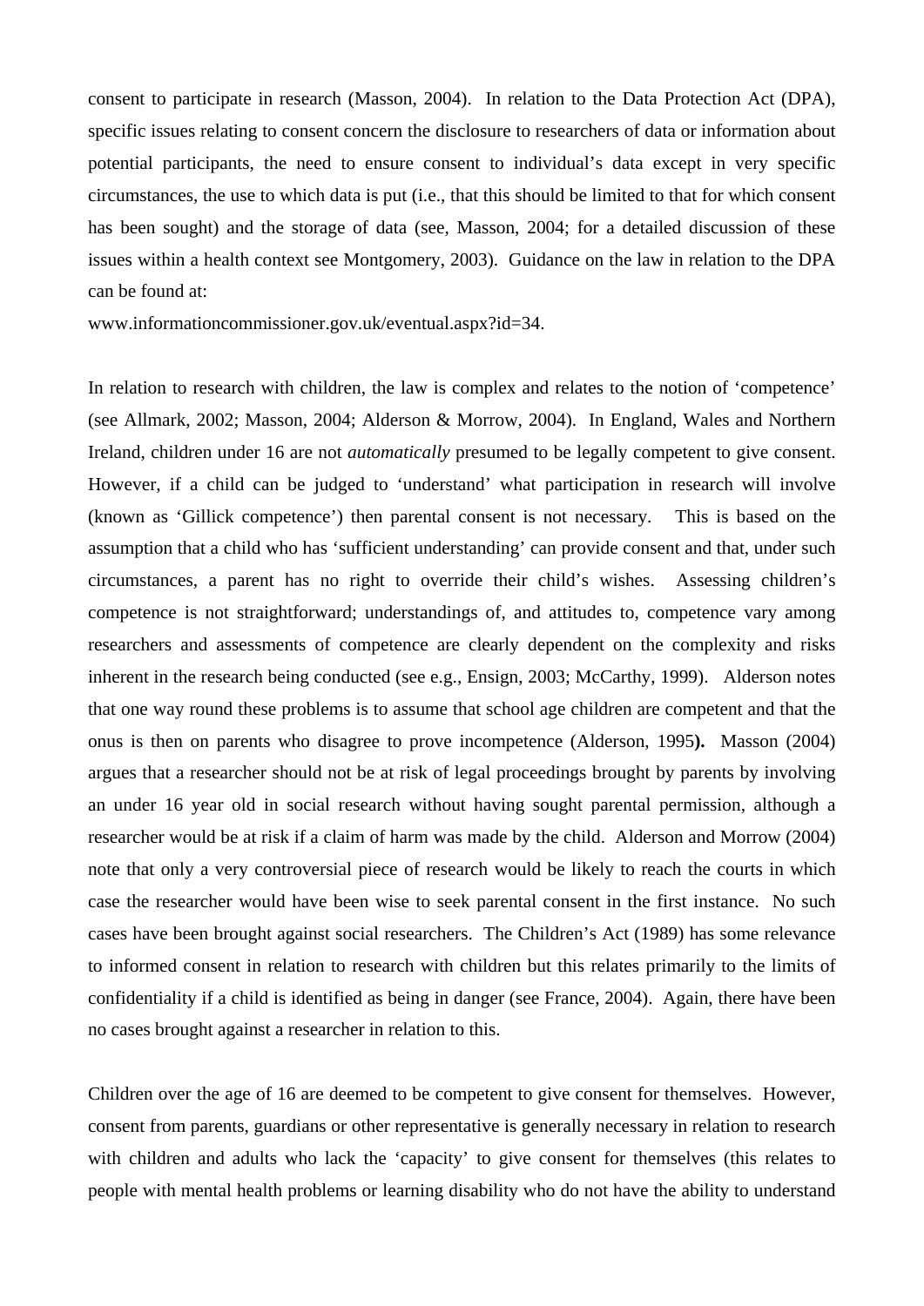consent to participate in research (Masson, 2004). In relation to the Data Protection Act (DPA), specific issues relating to consent concern the disclosure to researchers of data or information about potential participants, the need to ensure consent to individual's data except in very specific circumstances, the use to which data is put (i.e., that this should be limited to that for which consent has been sought) and the storage of data (see, Masson, 2004; for a detailed discussion of these issues within a health context see Montgomery, 2003). Guidance on the law in relation to the DPA can be found at:
www.informationcommissioner.gov.uk/eventual.aspx?id=34.

In relation to research with children, the law is complex and relates to the notion of 'competence' (see Allmark, 2002; Masson, 2004; Alderson & Morrow, 2004). In England, Wales and Northern Ireland, children under 16 are not *automatically* presumed to be legally competent to give consent. However, if a child can be judged to 'understand' what participation in research will involve (known as 'Gillick competence') then parental consent is not necessary. This is based on the assumption that a child who has 'sufficient understanding' can provide consent and that, under such circumstances, a parent has no right to override their child's wishes. Assessing children's competence is not straightforward; understandings of, and attitudes to, competence vary among researchers and assessments of competence are clearly dependent on the complexity and risks inherent in the research being conducted (see e.g., Ensign, 2003; McCarthy, 1999). Alderson notes that one way round these problems is to assume that school age children are competent and that the onus is then on parents who disagree to prove incompetence (Alderson, 1995**).** Masson (2004) argues that a researcher should not be at risk of legal proceedings brought by parents by involving an under 16 year old in social research without having sought parental permission, although a researcher would be at risk if a claim of harm was made by the child. Alderson and Morrow (2004) note that only a very controversial piece of research would be likely to reach the courts in which case the researcher would have been wise to seek parental consent in the first instance. No such cases have been brought against social researchers. The Children's Act (1989) has some relevance to informed consent in relation to research with children but this relates primarily to the limits of confidentiality if a child is identified as being in danger (see France, 2004). Again, there have been no cases brought against a researcher in relation to this.

Children over the age of 16 are deemed to be competent to give consent for themselves. However, consent from parents, guardians or other representative is generally necessary in relation to research with children and adults who lack the 'capacity' to give consent for themselves (this relates to people with mental health problems or learning disability who do not have the ability to understand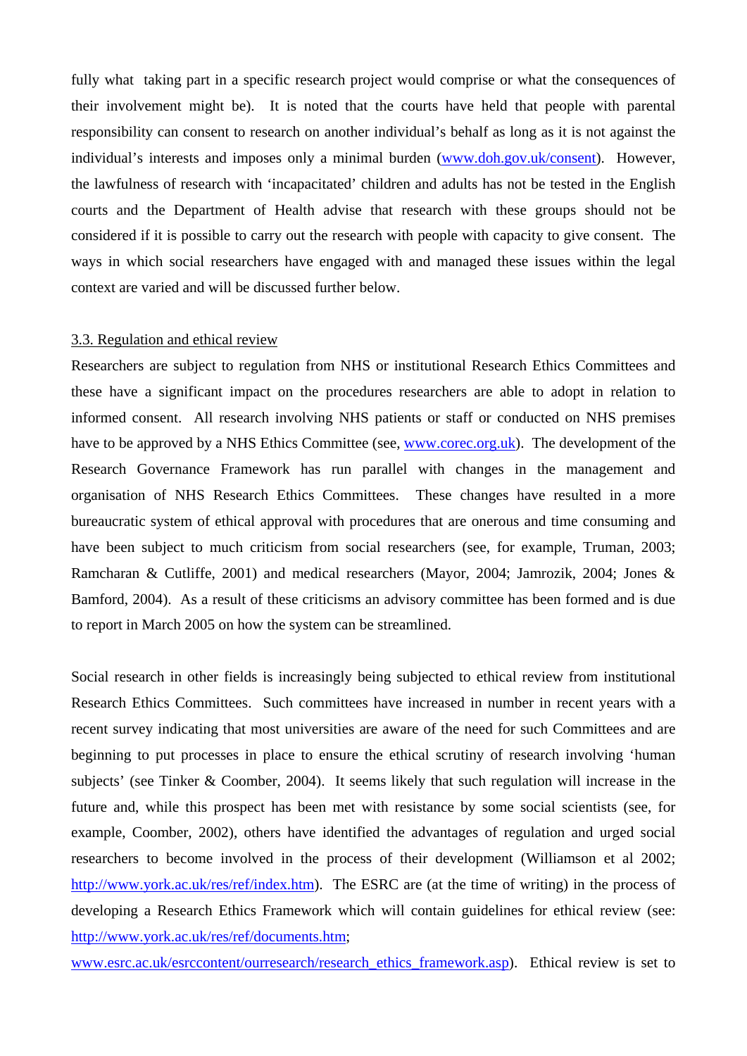fully what taking part in a specific research project would comprise or what the consequences of their involvement might be). It is noted that the courts have held that people with parental responsibility can consent to research on another individual's behalf as long as it is not against the individual's interests and imposes only a minimal burden (www.doh.gov.uk/consent). However, the lawfulness of research with 'incapacitated' children and adults has not be tested in the English courts and the Department of Health advise that research with these groups should not be considered if it is possible to carry out the research with people with capacity to give consent. The ways in which social researchers have engaged with and managed these issues within the legal context are varied and will be discussed further below.

3.3. Regulation and ethical review

Researchers are subject to regulation from NHS or institutional Research Ethics Committees and these have a significant impact on the procedures researchers are able to adopt in relation to informed consent. All research involving NHS patients or staff or conducted on NHS premises have to be approved by a NHS Ethics Committee (see, www.corec.org.uk). The development of the Research Governance Framework has run parallel with changes in the management and organisation of NHS Research Ethics Committees. These changes have resulted in a more bureaucratic system of ethical approval with procedures that are onerous and time consuming and have been subject to much criticism from social researchers (see, for example, Truman, 2003; Ramcharan & Cutliffe, 2001) and medical researchers (Mayor, 2004; Jamrozik, 2004; Jones & Bamford, 2004). As a result of these criticisms an advisory committee has been formed and is due to report in March 2005 on how the system can be streamlined.

Social research in other fields is increasingly being subjected to ethical review from institutional Research Ethics Committees. Such committees have increased in number in recent years with a recent survey indicating that most universities are aware of the need for such Committees and are beginning to put processes in place to ensure the ethical scrutiny of research involving 'human subjects' (see Tinker & Coomber, 2004). It seems likely that such regulation will increase in the future and, while this prospect has been met with resistance by some social scientists (see, for example, Coomber, 2002), others have identified the advantages of regulation and urged social researchers to become involved in the process of their development (Williamson et al 2002; http://www.york.ac.uk/res/ref/index.htm). The ESRC are (at the time of writing) in the process of developing a Research Ethics Framework which will contain guidelines for ethical review (see: http://www.york.ac.uk/res/ref/documents.htm; www.esrc.ac.uk/esrccontent/ourresearch/research_ethics_framework.asp). Ethical review is set to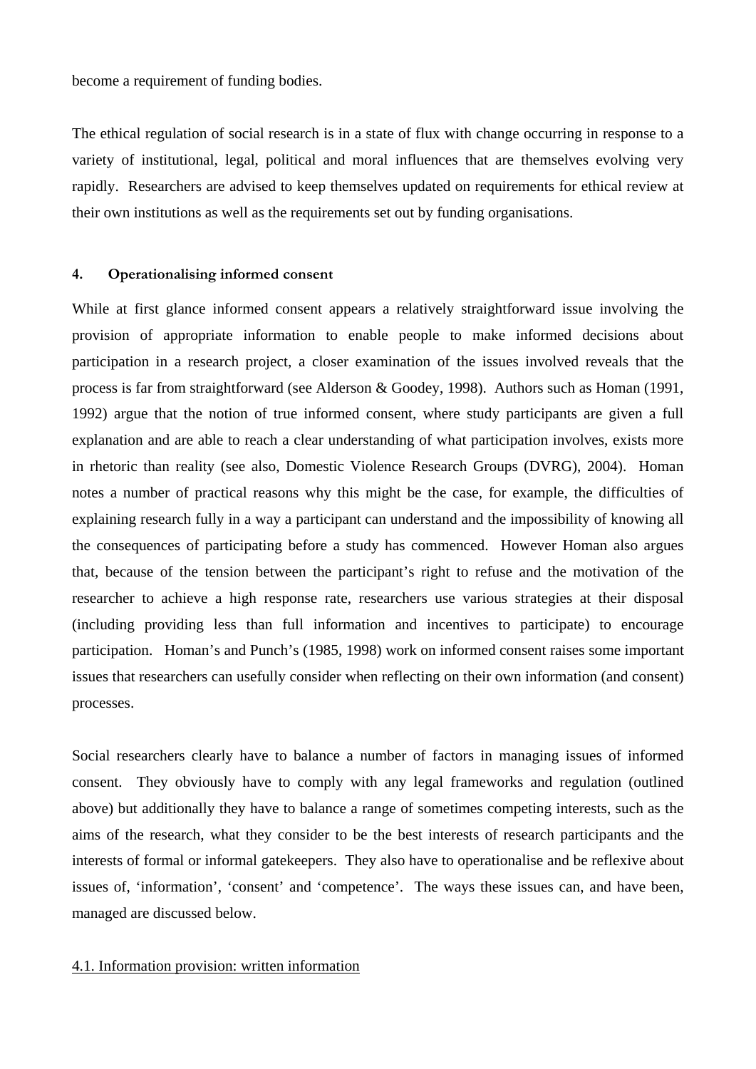become a requirement of funding bodies.

The ethical regulation of social research is in a state of flux with change occurring in response to a variety of institutional, legal, political and moral influences that are themselves evolving very rapidly. Researchers are advised to keep themselves updated on requirements for ethical review at their own institutions as well as the requirements set out by funding organisations.

## 4. Operationalising informed consent

While at first glance informed consent appears a relatively straightforward issue involving the provision of appropriate information to enable people to make informed decisions about participation in a research project, a closer examination of the issues involved reveals that the process is far from straightforward (see Alderson & Goodey, 1998). Authors such as Homan (1991, 1992) argue that the notion of true informed consent, where study participants are given a full explanation and are able to reach a clear understanding of what participation involves, exists more in rhetoric than reality (see also, Domestic Violence Research Groups (DVRG), 2004). Homan notes a number of practical reasons why this might be the case, for example, the difficulties of explaining research fully in a way a participant can understand and the impossibility of knowing all the consequences of participating before a study has commenced. However Homan also argues that, because of the tension between the participant's right to refuse and the motivation of the researcher to achieve a high response rate, researchers use various strategies at their disposal (including providing less than full information and incentives to participate) to encourage participation. Homan's and Punch's (1985, 1998) work on informed consent raises some important issues that researchers can usefully consider when reflecting on their own information (and consent) processes.

Social researchers clearly have to balance a number of factors in managing issues of informed consent. They obviously have to comply with any legal frameworks and regulation (outlined above) but additionally they have to balance a range of sometimes competing interests, such as the aims of the research, what they consider to be the best interests of research participants and the interests of formal or informal gatekeepers. They also have to operationalise and be reflexive about issues of, 'information', 'consent' and 'competence'. The ways these issues can, and have been, managed are discussed below.

### 4.1. Information provision: written information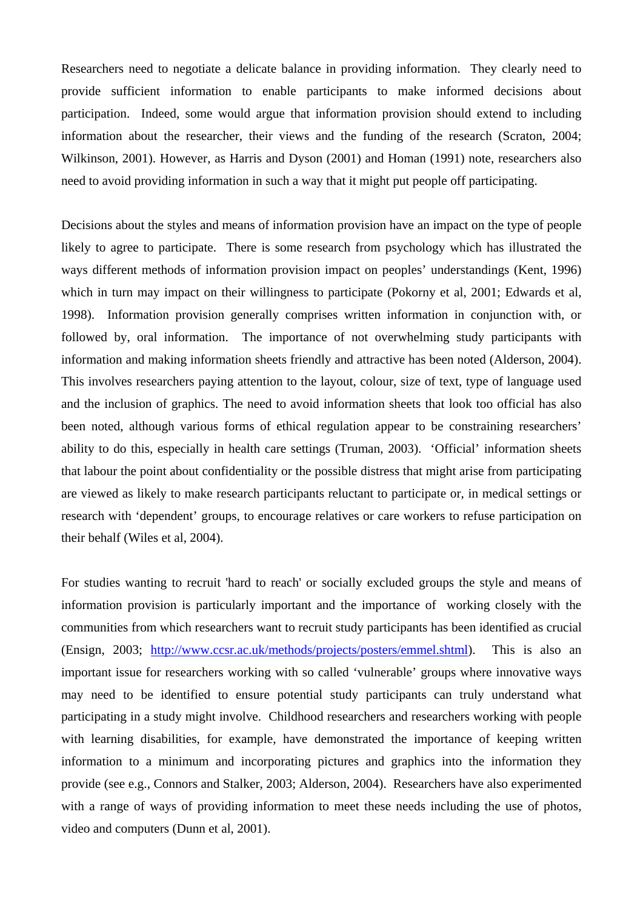Researchers need to negotiate a delicate balance in providing information. They clearly need to provide sufficient information to enable participants to make informed decisions about participation. Indeed, some would argue that information provision should extend to including information about the researcher, their views and the funding of the research (Scraton, 2004; Wilkinson, 2001). However, as Harris and Dyson (2001) and Homan (1991) note, researchers also need to avoid providing information in such a way that it might put people off participating.

Decisions about the styles and means of information provision have an impact on the type of people likely to agree to participate. There is some research from psychology which has illustrated the ways different methods of information provision impact on peoples' understandings (Kent, 1996) which in turn may impact on their willingness to participate (Pokorny et al, 2001; Edwards et al, 1998). Information provision generally comprises written information in conjunction with, or followed by, oral information. The importance of not overwhelming study participants with information and making information sheets friendly and attractive has been noted (Alderson, 2004). This involves researchers paying attention to the layout, colour, size of text, type of language used and the inclusion of graphics. The need to avoid information sheets that look too official has also been noted, although various forms of ethical regulation appear to be constraining researchers' ability to do this, especially in health care settings (Truman, 2003). 'Official' information sheets that labour the point about confidentiality or the possible distress that might arise from participating are viewed as likely to make research participants reluctant to participate or, in medical settings or research with 'dependent' groups, to encourage relatives or care workers to refuse participation on their behalf (Wiles et al, 2004).

For studies wanting to recruit 'hard to reach' or socially excluded groups the style and means of information provision is particularly important and the importance of working closely with the communities from which researchers want to recruit study participants has been identified as crucial (Ensign, 2003; http://www.ccsr.ac.uk/methods/projects/posters/emmel.shtml). This is also an important issue for researchers working with so called 'vulnerable' groups where innovative ways may need to be identified to ensure potential study participants can truly understand what participating in a study might involve. Childhood researchers and researchers working with people with learning disabilities, for example, have demonstrated the importance of keeping written information to a minimum and incorporating pictures and graphics into the information they provide (see e.g., Connors and Stalker, 2003; Alderson, 2004). Researchers have also experimented with a range of ways of providing information to meet these needs including the use of photos, video and computers (Dunn et al, 2001).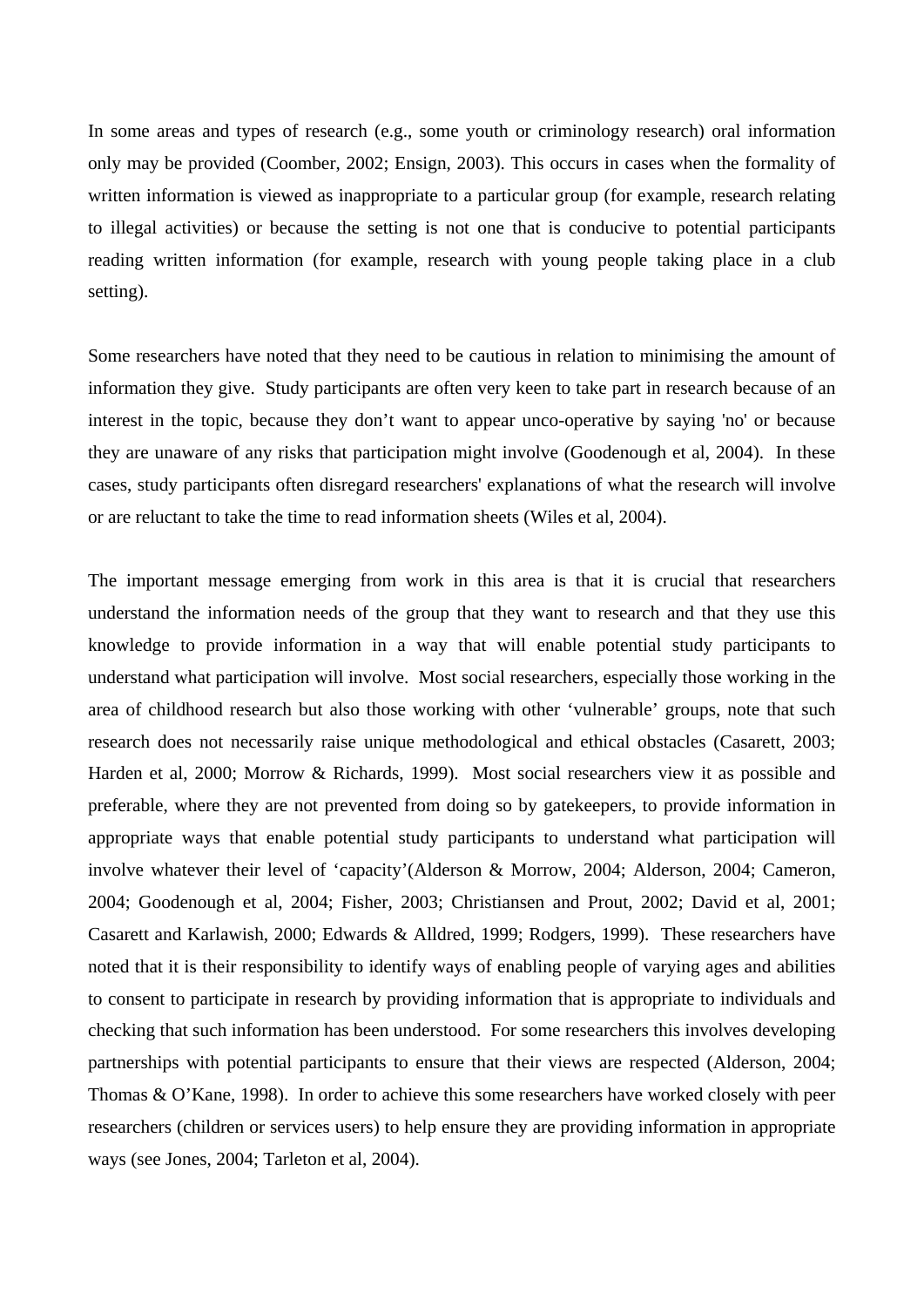In some areas and types of research (e.g., some youth or criminology research) oral information only may be provided (Coomber, 2002; Ensign, 2003). This occurs in cases when the formality of written information is viewed as inappropriate to a particular group (for example, research relating to illegal activities) or because the setting is not one that is conducive to potential participants reading written information (for example, research with young people taking place in a club setting).

Some researchers have noted that they need to be cautious in relation to minimising the amount of information they give. Study participants are often very keen to take part in research because of an interest in the topic, because they don't want to appear unco-operative by saying 'no' or because they are unaware of any risks that participation might involve (Goodenough et al, 2004). In these cases, study participants often disregard researchers' explanations of what the research will involve or are reluctant to take the time to read information sheets (Wiles et al, 2004).

The important message emerging from work in this area is that it is crucial that researchers understand the information needs of the group that they want to research and that they use this knowledge to provide information in a way that will enable potential study participants to understand what participation will involve. Most social researchers, especially those working in the area of childhood research but also those working with other 'vulnerable' groups, note that such research does not necessarily raise unique methodological and ethical obstacles (Casarett, 2003; Harden et al, 2000; Morrow & Richards, 1999). Most social researchers view it as possible and preferable, where they are not prevented from doing so by gatekeepers, to provide information in appropriate ways that enable potential study participants to understand what participation will involve whatever their level of 'capacity'(Alderson & Morrow, 2004; Alderson, 2004; Cameron, 2004; Goodenough et al, 2004; Fisher, 2003; Christiansen and Prout, 2002; David et al, 2001; Casarett and Karlawish, 2000; Edwards & Alldred, 1999; Rodgers, 1999). These researchers have noted that it is their responsibility to identify ways of enabling people of varying ages and abilities to consent to participate in research by providing information that is appropriate to individuals and checking that such information has been understood. For some researchers this involves developing partnerships with potential participants to ensure that their views are respected (Alderson, 2004; Thomas & O'Kane, 1998). In order to achieve this some researchers have worked closely with peer researchers (children or services users) to help ensure they are providing information in appropriate ways (see Jones, 2004; Tarleton et al, 2004).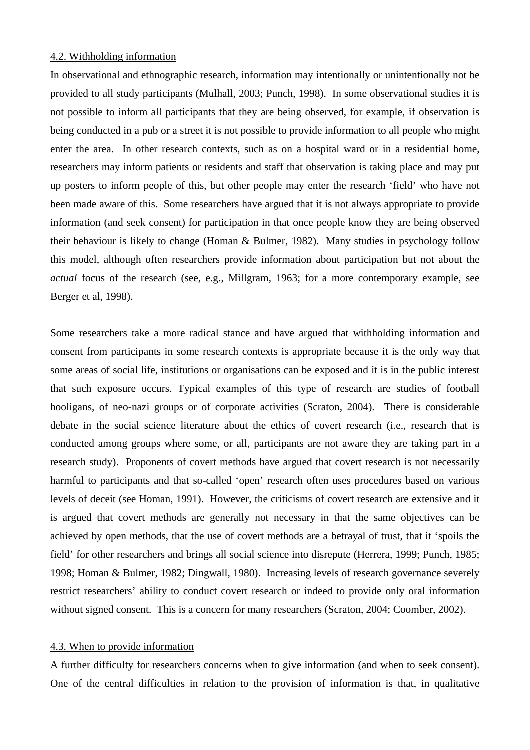### 4.2. Withholding information

In observational and ethnographic research, information may intentionally or unintentionally not be provided to all study participants (Mulhall, 2003; Punch, 1998). In some observational studies it is not possible to inform all participants that they are being observed, for example, if observation is being conducted in a pub or a street it is not possible to provide information to all people who might enter the area. In other research contexts, such as on a hospital ward or in a residential home, researchers may inform patients or residents and staff that observation is taking place and may put up posters to inform people of this, but other people may enter the research 'field' who have not been made aware of this. Some researchers have argued that it is not always appropriate to provide information (and seek consent) for participation in that once people know they are being observed their behaviour is likely to change (Homan & Bulmer, 1982). Many studies in psychology follow this model, although often researchers provide information about participation but not about the *actual* focus of the research (see, e.g., Millgram, 1963; for a more contemporary example, see Berger et al, 1998).

Some researchers take a more radical stance and have argued that withholding information and consent from participants in some research contexts is appropriate because it is the only way that some areas of social life, institutions or organisations can be exposed and it is in the public interest that such exposure occurs. Typical examples of this type of research are studies of football hooligans, of neo-nazi groups or of corporate activities (Scraton, 2004). There is considerable debate in the social science literature about the ethics of covert research (i.e., research that is conducted among groups where some, or all, participants are not aware they are taking part in a research study). Proponents of covert methods have argued that covert research is not necessarily harmful to participants and that so-called 'open' research often uses procedures based on various levels of deceit (see Homan, 1991). However, the criticisms of covert research are extensive and it is argued that covert methods are generally not necessary in that the same objectives can be achieved by open methods, that the use of covert methods are a betrayal of trust, that it 'spoils the field' for other researchers and brings all social science into disrepute (Herrera, 1999; Punch, 1985; 1998; Homan & Bulmer, 1982; Dingwall, 1980). Increasing levels of research governance severely restrict researchers' ability to conduct covert research or indeed to provide only oral information without signed consent. This is a concern for many researchers (Scraton, 2004; Coomber, 2002).

### 4.3. When to provide information

A further difficulty for researchers concerns when to give information (and when to seek consent). One of the central difficulties in relation to the provision of information is that, in qualitative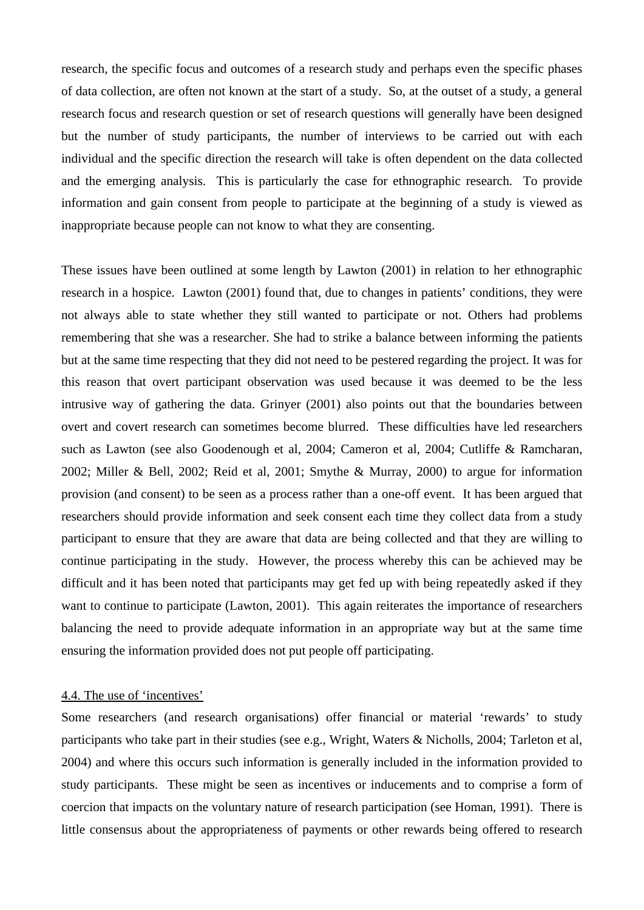research, the specific focus and outcomes of a research study and perhaps even the specific phases of data collection, are often not known at the start of a study. So, at the outset of a study, a general research focus and research question or set of research questions will generally have been designed but the number of study participants, the number of interviews to be carried out with each individual and the specific direction the research will take is often dependent on the data collected and the emerging analysis. This is particularly the case for ethnographic research. To provide information and gain consent from people to participate at the beginning of a study is viewed as inappropriate because people can not know to what they are consenting.

These issues have been outlined at some length by Lawton (2001) in relation to her ethnographic research in a hospice. Lawton (2001) found that, due to changes in patients' conditions, they were not always able to state whether they still wanted to participate or not. Others had problems remembering that she was a researcher. She had to strike a balance between informing the patients but at the same time respecting that they did not need to be pestered regarding the project. It was for this reason that overt participant observation was used because it was deemed to be the less intrusive way of gathering the data. Grinyer (2001) also points out that the boundaries between overt and covert research can sometimes become blurred. These difficulties have led researchers such as Lawton (see also Goodenough et al, 2004; Cameron et al, 2004; Cutliffe & Ramcharan, 2002; Miller & Bell, 2002; Reid et al, 2001; Smythe & Murray, 2000) to argue for information provision (and consent) to be seen as a process rather than a one-off event. It has been argued that researchers should provide information and seek consent each time they collect data from a study participant to ensure that they are aware that data are being collected and that they are willing to continue participating in the study. However, the process whereby this can be achieved may be difficult and it has been noted that participants may get fed up with being repeatedly asked if they want to continue to participate (Lawton, 2001). This again reiterates the importance of researchers balancing the need to provide adequate information in an appropriate way but at the same time ensuring the information provided does not put people off participating.

### 4.4. The use of 'incentives'

Some researchers (and research organisations) offer financial or material 'rewards' to study participants who take part in their studies (see e.g., Wright, Waters & Nicholls, 2004; Tarleton et al, 2004) and where this occurs such information is generally included in the information provided to study participants. These might be seen as incentives or inducements and to comprise a form of coercion that impacts on the voluntary nature of research participation (see Homan, 1991). There is little consensus about the appropriateness of payments or other rewards being offered to research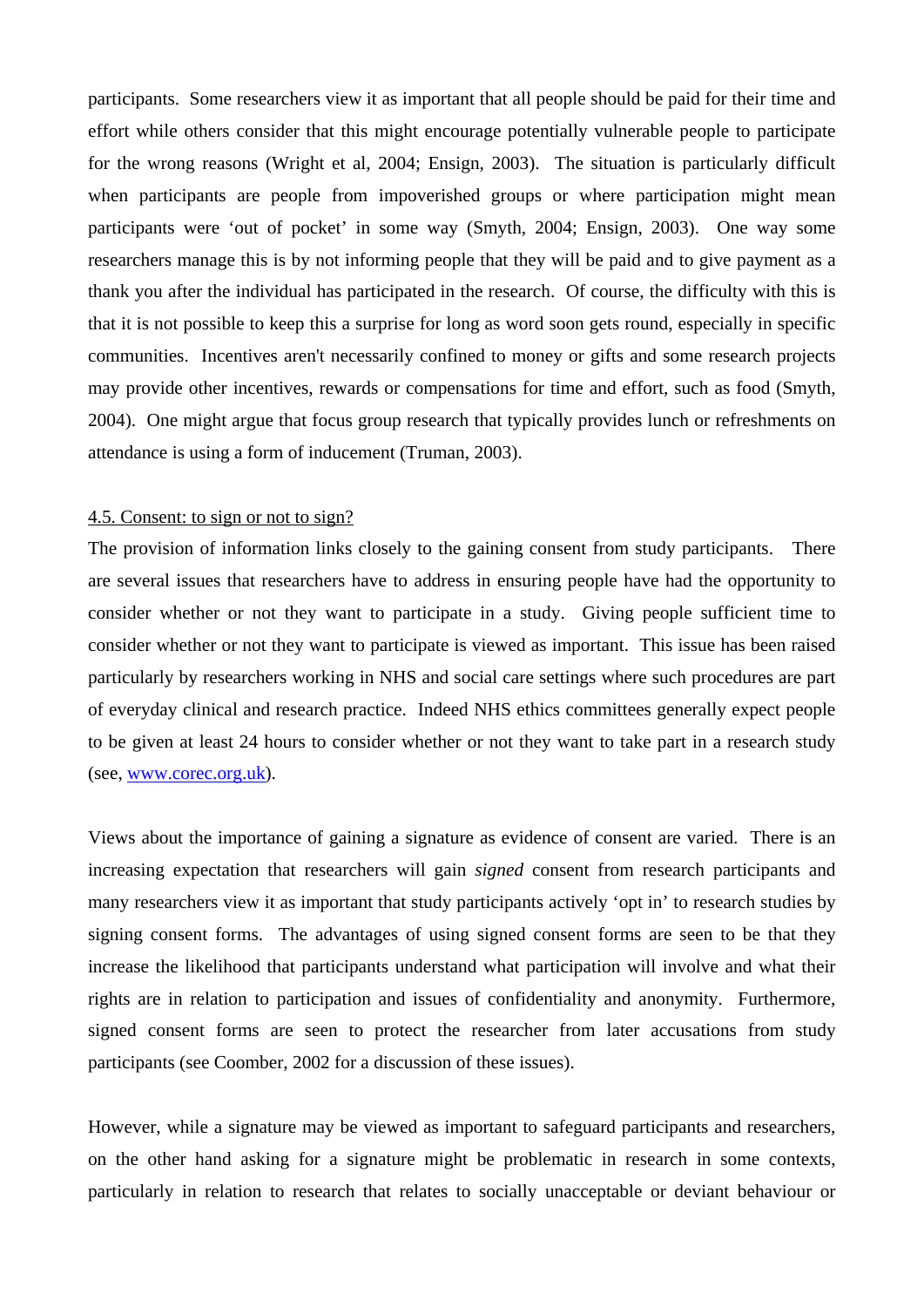participants. Some researchers view it as important that all people should be paid for their time and effort while others consider that this might encourage potentially vulnerable people to participate for the wrong reasons (Wright et al, 2004; Ensign, 2003). The situation is particularly difficult when participants are people from impoverished groups or where participation might mean participants were 'out of pocket' in some way (Smyth, 2004; Ensign, 2003). One way some researchers manage this is by not informing people that they will be paid and to give payment as a thank you after the individual has participated in the research. Of course, the difficulty with this is that it is not possible to keep this a surprise for long as word soon gets round, especially in specific communities. Incentives aren't necessarily confined to money or gifts and some research projects may provide other incentives, rewards or compensations for time and effort, such as food (Smyth, 2004). One might argue that focus group research that typically provides lunch or refreshments on attendance is using a form of inducement (Truman, 2003).

### 4.5. Consent: to sign or not to sign?

The provision of information links closely to the gaining consent from study participants. There are several issues that researchers have to address in ensuring people have had the opportunity to consider whether or not they want to participate in a study. Giving people sufficient time to consider whether or not they want to participate is viewed as important. This issue has been raised particularly by researchers working in NHS and social care settings where such procedures are part of everyday clinical and research practice. Indeed NHS ethics committees generally expect people to be given at least 24 hours to consider whether or not they want to take part in a research study (see, www.corec.org.uk).

Views about the importance of gaining a signature as evidence of consent are varied. There is an increasing expectation that researchers will gain *signed* consent from research participants and many researchers view it as important that study participants actively 'opt in' to research studies by signing consent forms. The advantages of using signed consent forms are seen to be that they increase the likelihood that participants understand what participation will involve and what their rights are in relation to participation and issues of confidentiality and anonymity. Furthermore, signed consent forms are seen to protect the researcher from later accusations from study participants (see Coomber, 2002 for a discussion of these issues).

However, while a signature may be viewed as important to safeguard participants and researchers, on the other hand asking for a signature might be problematic in research in some contexts, particularly in relation to research that relates to socially unacceptable or deviant behaviour or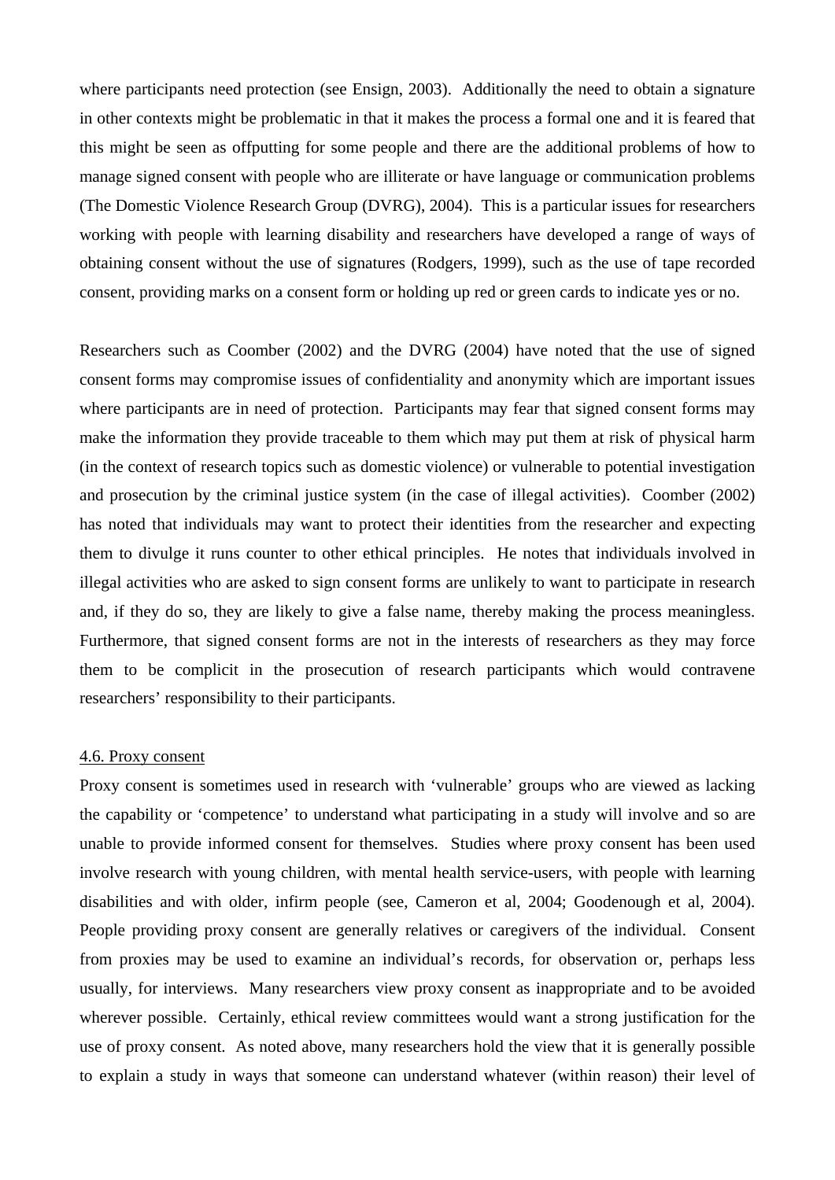where participants need protection (see Ensign, 2003). Additionally the need to obtain a signature in other contexts might be problematic in that it makes the process a formal one and it is feared that this might be seen as offputting for some people and there are the additional problems of how to manage signed consent with people who are illiterate or have language or communication problems (The Domestic Violence Research Group (DVRG), 2004). This is a particular issues for researchers working with people with learning disability and researchers have developed a range of ways of obtaining consent without the use of signatures (Rodgers, 1999), such as the use of tape recorded consent, providing marks on a consent form or holding up red or green cards to indicate yes or no.

Researchers such as Coomber (2002) and the DVRG (2004) have noted that the use of signed consent forms may compromise issues of confidentiality and anonymity which are important issues where participants are in need of protection. Participants may fear that signed consent forms may make the information they provide traceable to them which may put them at risk of physical harm (in the context of research topics such as domestic violence) or vulnerable to potential investigation and prosecution by the criminal justice system (in the case of illegal activities). Coomber (2002) has noted that individuals may want to protect their identities from the researcher and expecting them to divulge it runs counter to other ethical principles. He notes that individuals involved in illegal activities who are asked to sign consent forms are unlikely to want to participate in research and, if they do so, they are likely to give a false name, thereby making the process meaningless. Furthermore, that signed consent forms are not in the interests of researchers as they may force them to be complicit in the prosecution of research participants which would contravene researchers' responsibility to their participants.

### 4.6. Proxy consent

Proxy consent is sometimes used in research with 'vulnerable' groups who are viewed as lacking the capability or 'competence' to understand what participating in a study will involve and so are unable to provide informed consent for themselves. Studies where proxy consent has been used involve research with young children, with mental health service-users, with people with learning disabilities and with older, infirm people (see, Cameron et al, 2004; Goodenough et al, 2004). People providing proxy consent are generally relatives or caregivers of the individual. Consent from proxies may be used to examine an individual's records, for observation or, perhaps less usually, for interviews. Many researchers view proxy consent as inappropriate and to be avoided wherever possible. Certainly, ethical review committees would want a strong justification for the use of proxy consent. As noted above, many researchers hold the view that it is generally possible to explain a study in ways that someone can understand whatever (within reason) their level of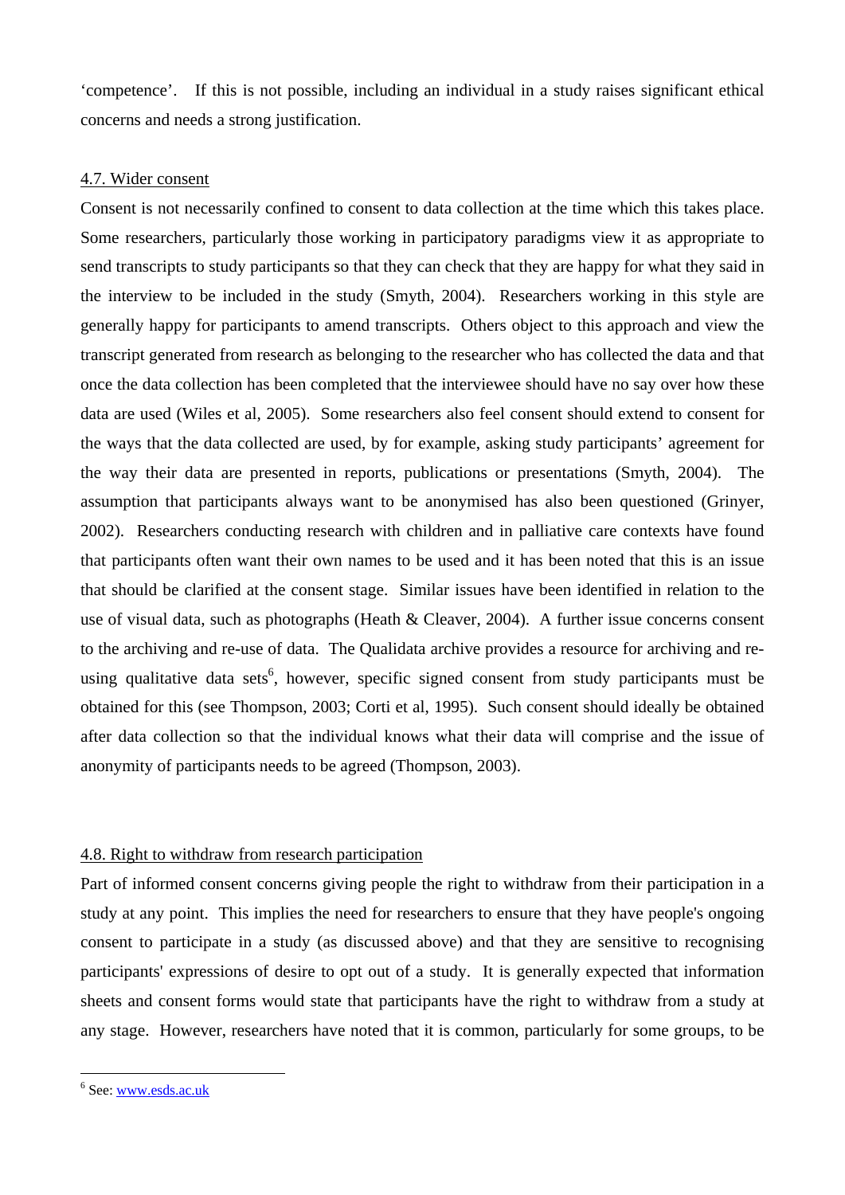'competence'. If this is not possible, including an individual in a study raises significant ethical concerns and needs a strong justification.

## 4.7. Wider consent

Consent is not necessarily confined to consent to data collection at the time which this takes place. Some researchers, particularly those working in participatory paradigms view it as appropriate to send transcripts to study participants so that they can check that they are happy for what they said in the interview to be included in the study (Smyth, 2004). Researchers working in this style are generally happy for participants to amend transcripts. Others object to this approach and view the transcript generated from research as belonging to the researcher who has collected the data and that once the data collection has been completed that the interviewee should have no say over how these data are used (Wiles et al, 2005). Some researchers also feel consent should extend to consent for the ways that the data collected are used, by for example, asking study participants' agreement for the way their data are presented in reports, publications or presentations (Smyth, 2004). The assumption that participants always want to be anonymised has also been questioned (Grinyer, 2002). Researchers conducting research with children and in palliative care contexts have found that participants often want their own names to be used and it has been noted that this is an issue that should be clarified at the consent stage. Similar issues have been identified in relation to the use of visual data, such as photographs (Heath & Cleaver, 2004). A further issue concerns consent to the archiving and re-use of data. The Qualidata archive provides a resource for archiving and re-using qualitative data sets[6], however, specific signed consent from study participants must be obtained for this (see Thompson, 2003; Corti et al, 1995). Such consent should ideally be obtained after data collection so that the individual knows what their data will comprise and the issue of anonymity of participants needs to be agreed (Thompson, 2003).

## 4.8. Right to withdraw from research participation

Part of informed consent concerns giving people the right to withdraw from their participation in a study at any point. This implies the need for researchers to ensure that they have people's ongoing consent to participate in a study (as discussed above) and that they are sensitive to recognising participants' expressions of desire to opt out of a study. It is generally expected that information sheets and consent forms would state that participants have the right to withdraw from a study at any stage. However, researchers have noted that it is common, particularly for some groups, to be

---

[6] See: www.esds.ac.uk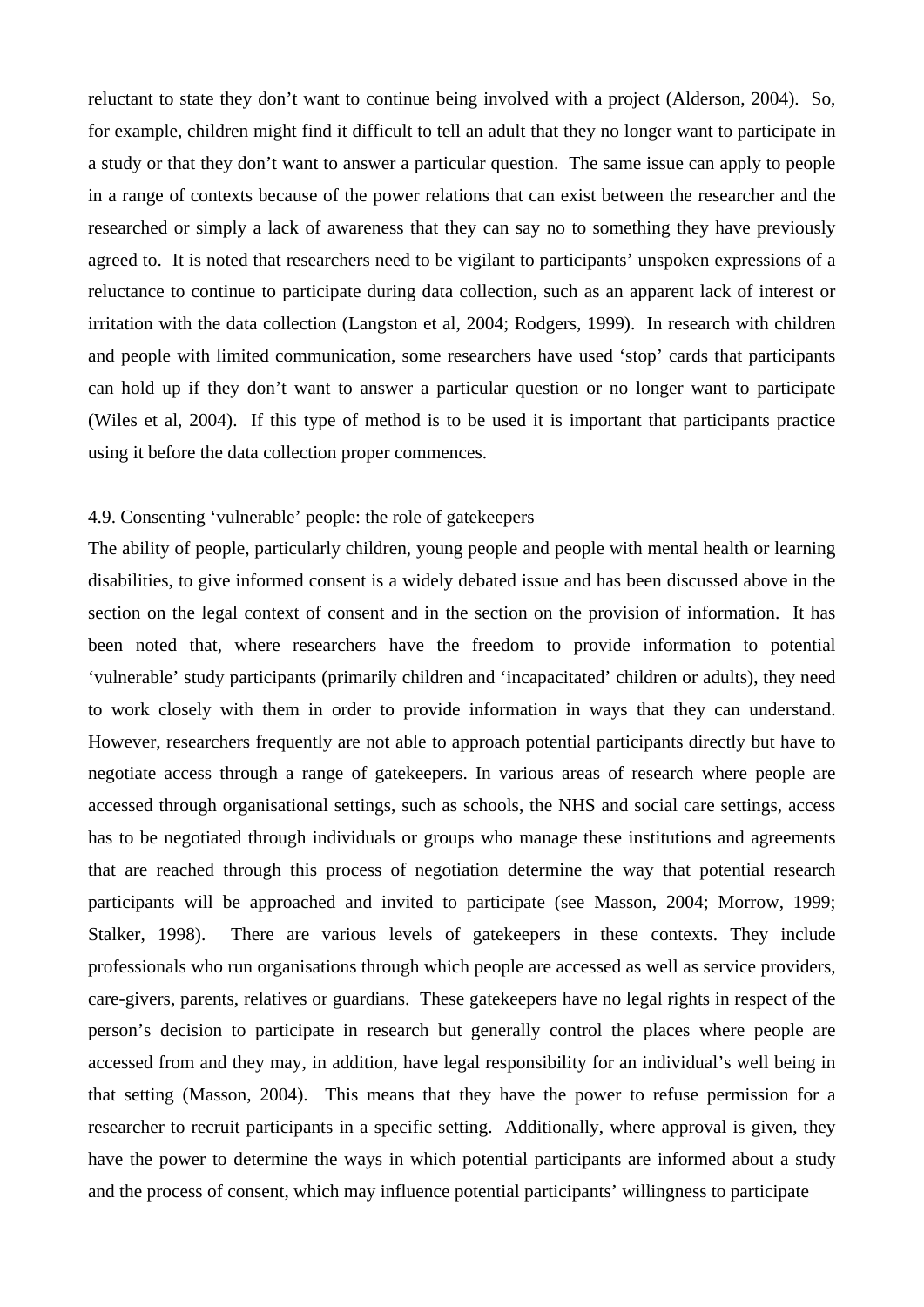reluctant to state they don't want to continue being involved with a project (Alderson, 2004). So, for example, children might find it difficult to tell an adult that they no longer want to participate in a study or that they don't want to answer a particular question. The same issue can apply to people in a range of contexts because of the power relations that can exist between the researcher and the researched or simply a lack of awareness that they can say no to something they have previously agreed to. It is noted that researchers need to be vigilant to participants' unspoken expressions of a reluctance to continue to participate during data collection, such as an apparent lack of interest or irritation with the data collection (Langston et al, 2004; Rodgers, 1999). In research with children and people with limited communication, some researchers have used 'stop' cards that participants can hold up if they don't want to answer a particular question or no longer want to participate (Wiles et al, 2004). If this type of method is to be used it is important that participants practice using it before the data collection proper commences.

<u>4.9. Consenting 'vulnerable' people: the role of gatekeepers</u>

The ability of people, particularly children, young people and people with mental health or learning disabilities, to give informed consent is a widely debated issue and has been discussed above in the section on the legal context of consent and in the section on the provision of information. It has been noted that, where researchers have the freedom to provide information to potential 'vulnerable' study participants (primarily children and 'incapacitated' children or adults), they need to work closely with them in order to provide information in ways that they can understand. However, researchers frequently are not able to approach potential participants directly but have to negotiate access through a range of gatekeepers. In various areas of research where people are accessed through organisational settings, such as schools, the NHS and social care settings, access has to be negotiated through individuals or groups who manage these institutions and agreements that are reached through this process of negotiation determine the way that potential research participants will be approached and invited to participate (see Masson, 2004; Morrow, 1999; Stalker, 1998). There are various levels of gatekeepers in these contexts. They include professionals who run organisations through which people are accessed as well as service providers, care-givers, parents, relatives or guardians. These gatekeepers have no legal rights in respect of the person's decision to participate in research but generally control the places where people are accessed from and they may, in addition, have legal responsibility for an individual's well being in that setting (Masson, 2004). This means that they have the power to refuse permission for a researcher to recruit participants in a specific setting. Additionally, where approval is given, they have the power to determine the ways in which potential participants are informed about a study and the process of consent, which may influence potential participants' willingness to participate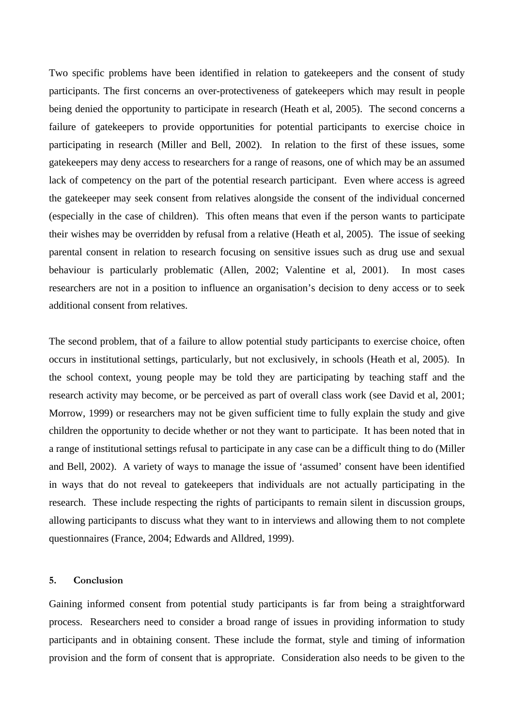Two specific problems have been identified in relation to gatekeepers and the consent of study participants. The first concerns an over-protectiveness of gatekeepers which may result in people being denied the opportunity to participate in research (Heath et al, 2005). The second concerns a failure of gatekeepers to provide opportunities for potential participants to exercise choice in participating in research (Miller and Bell, 2002). In relation to the first of these issues, some gatekeepers may deny access to researchers for a range of reasons, one of which may be an assumed lack of competency on the part of the potential research participant. Even where access is agreed the gatekeeper may seek consent from relatives alongside the consent of the individual concerned (especially in the case of children). This often means that even if the person wants to participate their wishes may be overridden by refusal from a relative (Heath et al, 2005). The issue of seeking parental consent in relation to research focusing on sensitive issues such as drug use and sexual behaviour is particularly problematic (Allen, 2002; Valentine et al, 2001). In most cases researchers are not in a position to influence an organisation's decision to deny access or to seek additional consent from relatives.

The second problem, that of a failure to allow potential study participants to exercise choice, often occurs in institutional settings, particularly, but not exclusively, in schools (Heath et al, 2005). In the school context, young people may be told they are participating by teaching staff and the research activity may become, or be perceived as part of overall class work (see David et al, 2001; Morrow, 1999) or researchers may not be given sufficient time to fully explain the study and give children the opportunity to decide whether or not they want to participate. It has been noted that in a range of institutional settings refusal to participate in any case can be a difficult thing to do (Miller and Bell, 2002). A variety of ways to manage the issue of 'assumed' consent have been identified in ways that do not reveal to gatekeepers that individuals are not actually participating in the research. These include respecting the rights of participants to remain silent in discussion groups, allowing participants to discuss what they want to in interviews and allowing them to not complete questionnaires (France, 2004; Edwards and Alldred, 1999).

## 5. Conclusion

Gaining informed consent from potential study participants is far from being a straightforward process. Researchers need to consider a broad range of issues in providing information to study participants and in obtaining consent. These include the format, style and timing of information provision and the form of consent that is appropriate. Consideration also needs to be given to the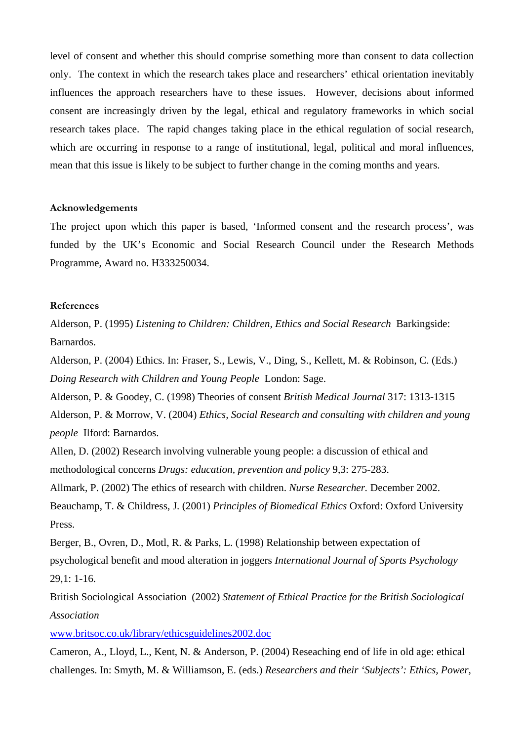level of consent and whether this should comprise something more than consent to data collection only. The context in which the research takes place and researchers' ethical orientation inevitably influences the approach researchers have to these issues. However, decisions about informed consent are increasingly driven by the legal, ethical and regulatory frameworks in which social research takes place. The rapid changes taking place in the ethical regulation of social research, which are occurring in response to a range of institutional, legal, political and moral influences, mean that this issue is likely to be subject to further change in the coming months and years.

**Acknowledgements**

The project upon which this paper is based, 'Informed consent and the research process', was funded by the UK's Economic and Social Research Council under the Research Methods Programme, Award no. H333250034.

**References**

Alderson, P. (1995) *Listening to Children: Children, Ethics and Social Research* Barkingside: Barnardos.

Alderson, P. (2004) Ethics. In: Fraser, S., Lewis, V., Ding, S., Kellett, M. & Robinson, C. (Eds.) *Doing Research with Children and Young People* London: Sage.

Alderson, P. & Goodey, C. (1998) Theories of consent *British Medical Journal* 317: 1313-1315

Alderson, P. & Morrow, V. (2004) *Ethics, Social Research and consulting with children and young people* Ilford: Barnardos.

Allen, D. (2002) Research involving vulnerable young people: a discussion of ethical and methodological concerns *Drugs: education, prevention and policy* 9,3: 275-283.

Allmark, P. (2002) The ethics of research with children. *Nurse Researcher.* December 2002.

Beauchamp, T. & Childress, J. (2001) *Principles of Biomedical Ethics* Oxford: Oxford University Press.

Berger, B., Ovren, D., Motl, R. & Parks, L. (1998) Relationship between expectation of psychological benefit and mood alteration in joggers *International Journal of Sports Psychology* 29,1: 1-16.

British Sociological Association (2002) *Statement of Ethical Practice for the British Sociological Association*
www.britsoc.co.uk/library/ethicsguidelines2002.doc

Cameron, A., Lloyd, L., Kent, N. & Anderson, P. (2004) Reseaching end of life in old age: ethical challenges. In: Smyth, M. & Williamson, E. (eds.) *Researchers and their 'Subjects': Ethics, Power,*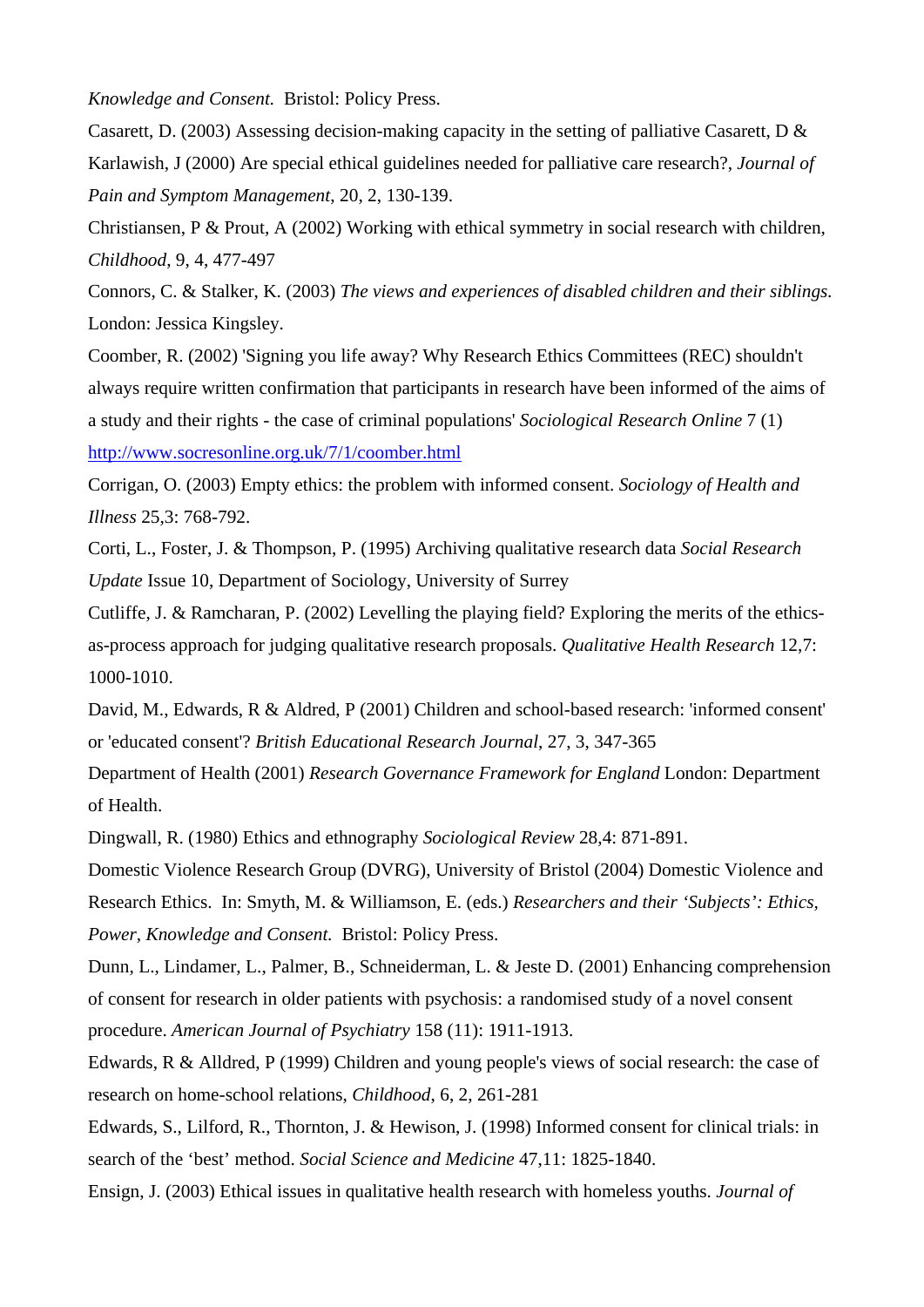*Knowledge and Consent.* Bristol: Policy Press.

Casarett, D. (2003) Assessing decision-making capacity in the setting of palliative Casarett, D & Karlawish, J (2000) Are special ethical guidelines needed for palliative care research?, *Journal of Pain and Symptom Management*, 20, 2, 130-139.

Christiansen, P & Prout, A (2002) Working with ethical symmetry in social research with children, *Childhood*, 9, 4, 477-497

Connors, C. & Stalker, K. (2003) *The views and experiences of disabled children and their siblings.* London: Jessica Kingsley.

Coomber, R. (2002) 'Signing you life away? Why Research Ethics Committees (REC) shouldn't always require written confirmation that participants in research have been informed of the aims of a study and their rights - the case of criminal populations' *Sociological Research Online* 7 (1) http://www.socresonline.org.uk/7/1/coomber.html

Corrigan, O. (2003) Empty ethics: the problem with informed consent. *Sociology of Health and Illness* 25,3: 768-792.

Corti, L., Foster, J. & Thompson, P. (1995) Archiving qualitative research data *Social Research Update* Issue 10, Department of Sociology, University of Surrey

Cutliffe, J. & Ramcharan, P. (2002) Levelling the playing field? Exploring the merits of the ethics-as-process approach for judging qualitative research proposals. *Qualitative Health Research* 12,7: 1000-1010.

David, M., Edwards, R & Aldred, P (2001) Children and school-based research: 'informed consent' or 'educated consent'? *British Educational Research Journal*, 27, 3, 347-365

Department of Health (2001) *Research Governance Framework for England* London: Department of Health.

Dingwall, R. (1980) Ethics and ethnography *Sociological Review* 28,4: 871-891.

Domestic Violence Research Group (DVRG), University of Bristol (2004) Domestic Violence and Research Ethics. In: Smyth, M. & Williamson, E. (eds.) *Researchers and their 'Subjects': Ethics, Power, Knowledge and Consent.* Bristol: Policy Press.

Dunn, L., Lindamer, L., Palmer, B., Schneiderman, L. & Jeste D. (2001) Enhancing comprehension of consent for research in older patients with psychosis: a randomised study of a novel consent procedure. *American Journal of Psychiatry* 158 (11): 1911-1913.

Edwards, R & Alldred, P (1999) Children and young people's views of social research: the case of research on home-school relations, *Childhood*, 6, 2, 261-281

Edwards, S., Lilford, R., Thornton, J. & Hewison, J. (1998) Informed consent for clinical trials: in search of the 'best' method. *Social Science and Medicine* 47,11: 1825-1840.

Ensign, J. (2003) Ethical issues in qualitative health research with homeless youths. *Journal of*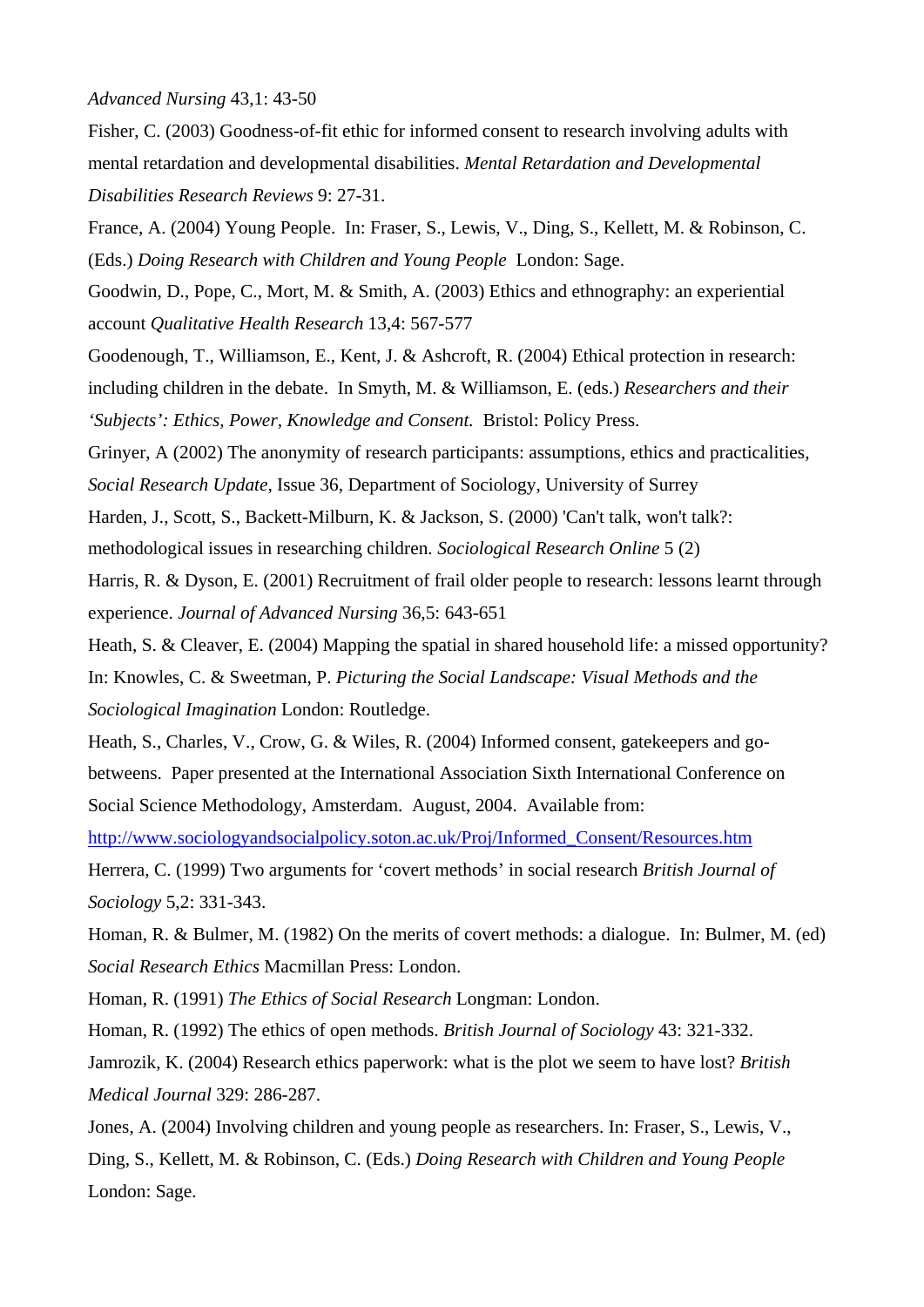*Advanced Nursing* 43,1: 43-50

Fisher, C. (2003) Goodness-of-fit ethic for informed consent to research involving adults with mental retardation and developmental disabilities. *Mental Retardation and Developmental Disabilities Research Reviews* 9: 27-31.

France, A. (2004) Young People. In: Fraser, S., Lewis, V., Ding, S., Kellett, M. & Robinson, C. (Eds.) *Doing Research with Children and Young People* London: Sage.

Goodwin, D., Pope, C., Mort, M. & Smith, A. (2003) Ethics and ethnography: an experiential account *Qualitative Health Research* 13,4: 567-577

Goodenough, T., Williamson, E., Kent, J. & Ashcroft, R. (2004) Ethical protection in research: including children in the debate. In Smyth, M. & Williamson, E. (eds.) *Researchers and their 'Subjects': Ethics, Power, Knowledge and Consent.* Bristol: Policy Press.

Grinyer, A (2002) The anonymity of research participants: assumptions, ethics and practicalities, *Social Research Update*, Issue 36, Department of Sociology, University of Surrey

Harden, J., Scott, S., Backett-Milburn, K. & Jackson, S. (2000) 'Can't talk, won't talk?: methodological issues in researching children. *Sociological Research Online* 5 (2)

Harris, R. & Dyson, E. (2001) Recruitment of frail older people to research: lessons learnt through experience. *Journal of Advanced Nursing* 36,5: 643-651

Heath, S. & Cleaver, E. (2004) Mapping the spatial in shared household life: a missed opportunity? In: Knowles, C. & Sweetman, P. *Picturing the Social Landscape: Visual Methods and the Sociological Imagination* London: Routledge.

Heath, S., Charles, V., Crow, G. & Wiles, R. (2004) Informed consent, gatekeepers and go-betweens. Paper presented at the International Association Sixth International Conference on Social Science Methodology, Amsterdam. August, 2004. Available from: http://www.sociologyandsocialpolicy.soton.ac.uk/Proj/Informed_Consent/Resources.htm

Herrera, C. (1999) Two arguments for 'covert methods' in social research *British Journal of Sociology* 5,2: 331-343.

Homan, R. & Bulmer, M. (1982) On the merits of covert methods: a dialogue. In: Bulmer, M. (ed) *Social Research Ethics* Macmillan Press: London.

Homan, R. (1991) *The Ethics of Social Research* Longman: London.

Homan, R. (1992) The ethics of open methods. *British Journal of Sociology* 43: 321-332.

Jamrozik, K. (2004) Research ethics paperwork: what is the plot we seem to have lost? *British Medical Journal* 329: 286-287.

Jones, A. (2004) Involving children and young people as researchers. In: Fraser, S., Lewis, V., Ding, S., Kellett, M. & Robinson, C. (Eds.) *Doing Research with Children and Young People* London: Sage.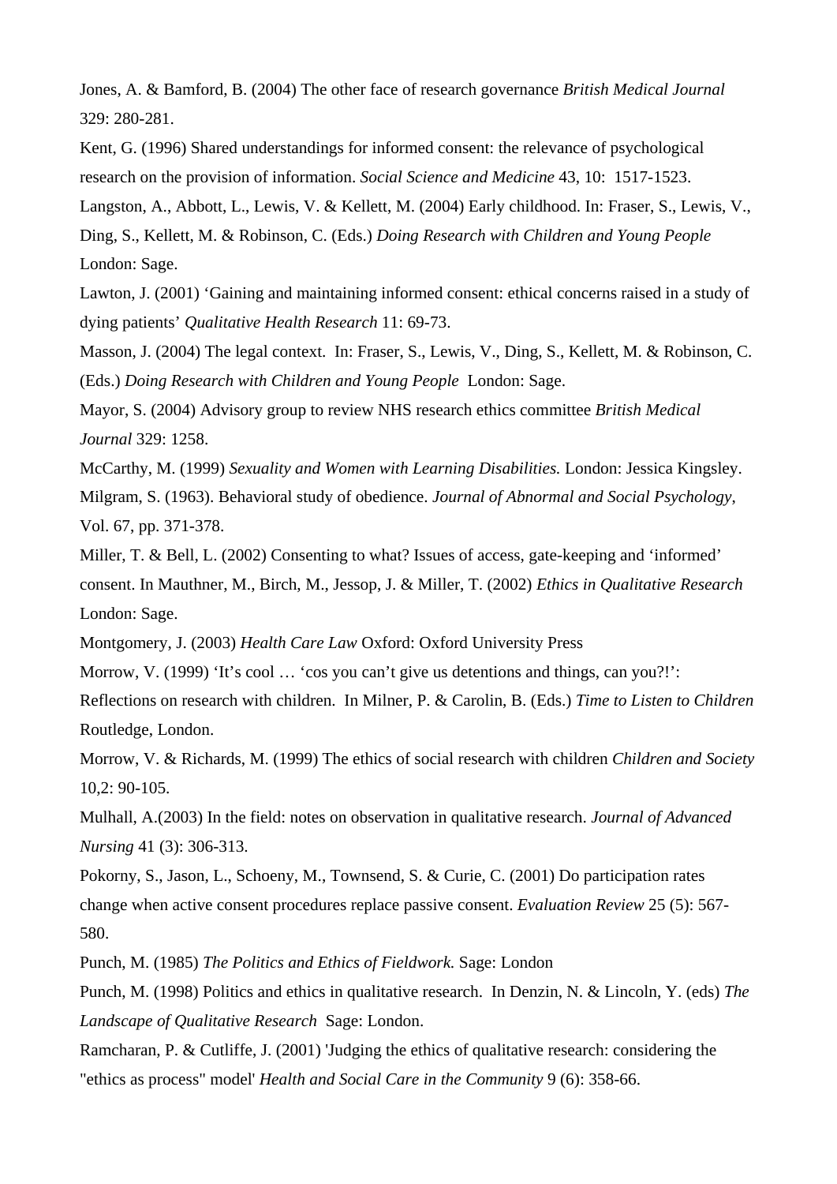Jones, A. & Bamford, B. (2004) The other face of research governance *British Medical Journal* 329: 280-281.

Kent, G. (1996) Shared understandings for informed consent: the relevance of psychological research on the provision of information. *Social Science and Medicine* 43, 10: 1517-1523.

Langston, A., Abbott, L., Lewis, V. & Kellett, M. (2004) Early childhood. In: Fraser, S., Lewis, V., Ding, S., Kellett, M. & Robinson, C. (Eds.) *Doing Research with Children and Young People* London: Sage.

Lawton, J. (2001) 'Gaining and maintaining informed consent: ethical concerns raised in a study of dying patients' *Qualitative Health Research* 11: 69-73.

Masson, J. (2004) The legal context. In: Fraser, S., Lewis, V., Ding, S., Kellett, M. & Robinson, C. (Eds.) *Doing Research with Children and Young People* London: Sage.

Mayor, S. (2004) Advisory group to review NHS research ethics committee *British Medical Journal* 329: 1258.

McCarthy, M. (1999) *Sexuality and Women with Learning Disabilities.* London: Jessica Kingsley.

Milgram, S. (1963). Behavioral study of obedience. *Journal of Abnormal and Social Psychology*, Vol. 67, pp. 371-378.

Miller, T. & Bell, L. (2002) Consenting to what? Issues of access, gate-keeping and 'informed' consent. In Mauthner, M., Birch, M., Jessop, J. & Miller, T. (2002) *Ethics in Qualitative Research* London: Sage.

Montgomery, J. (2003) *Health Care Law* Oxford: Oxford University Press

Morrow, V. (1999) 'It's cool … 'cos you can't give us detentions and things, can you?!': Reflections on research with children. In Milner, P. & Carolin, B. (Eds.) *Time to Listen to Children* Routledge, London.

Morrow, V. & Richards, M. (1999) The ethics of social research with children *Children and Society* 10,2: 90-105.

Mulhall, A.(2003) In the field: notes on observation in qualitative research. *Journal of Advanced Nursing* 41 (3): 306-313.

Pokorny, S., Jason, L., Schoeny, M., Townsend, S. & Curie, C. (2001) Do participation rates change when active consent procedures replace passive consent. *Evaluation Review* 25 (5): 567-580.

Punch, M. (1985) *The Politics and Ethics of Fieldwork.* Sage: London

Punch, M. (1998) Politics and ethics in qualitative research. In Denzin, N. & Lincoln, Y. (eds) *The Landscape of Qualitative Research* Sage: London.

Ramcharan, P. & Cutliffe, J. (2001) 'Judging the ethics of qualitative research: considering the "ethics as process" model' *Health and Social Care in the Community* 9 (6): 358-66.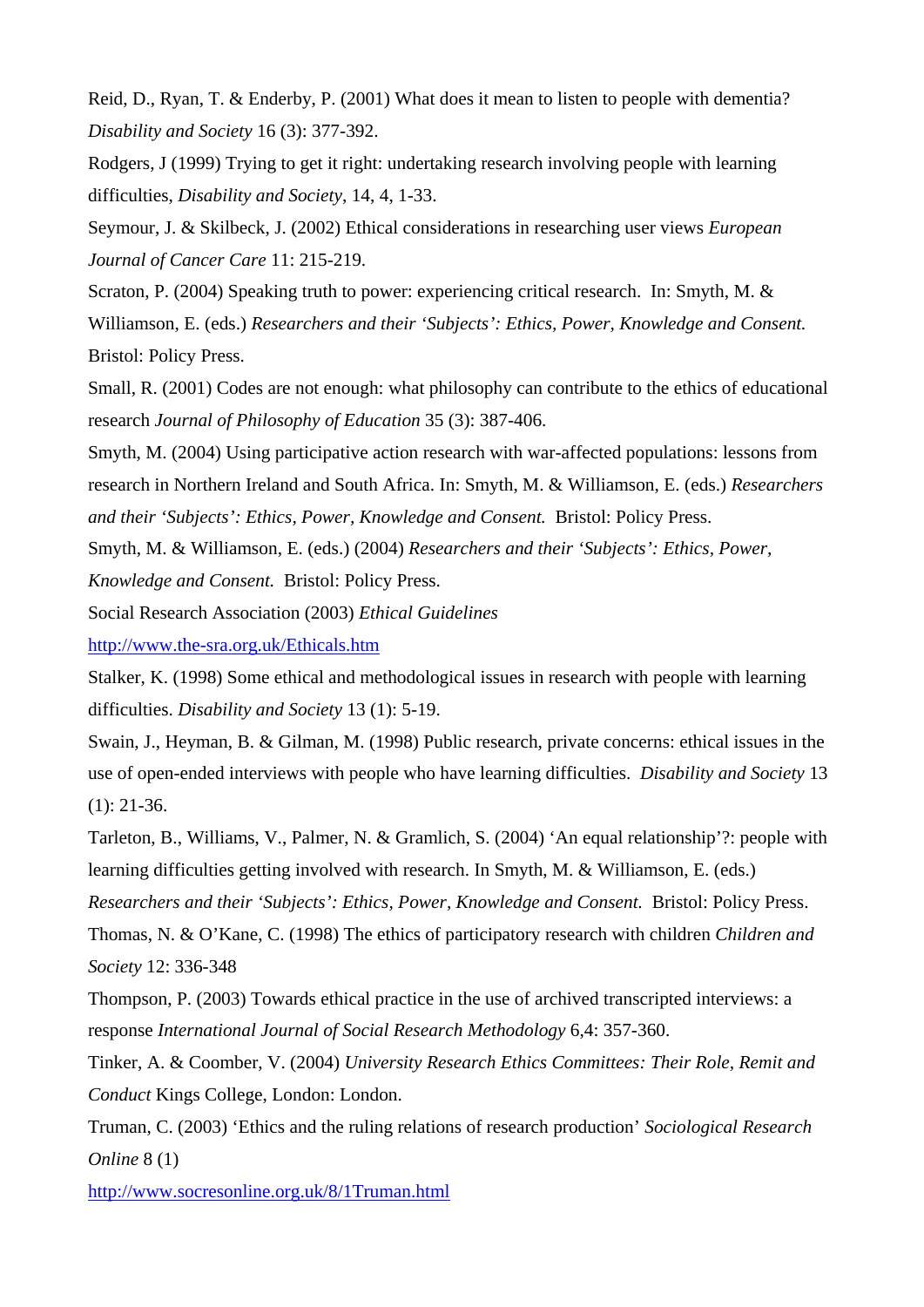Reid, D., Ryan, T. & Enderby, P. (2001) What does it mean to listen to people with dementia? *Disability and Society* 16 (3): 377-392.

Rodgers, J (1999) Trying to get it right: undertaking research involving people with learning difficulties, *Disability and Society*, 14, 4, 1-33.

Seymour, J. & Skilbeck, J. (2002) Ethical considerations in researching user views *European Journal of Cancer Care* 11: 215-219.

Scraton, P. (2004) Speaking truth to power: experiencing critical research. In: Smyth, M. & Williamson, E. (eds.) *Researchers and their 'Subjects': Ethics, Power, Knowledge and Consent.* Bristol: Policy Press.

Small, R. (2001) Codes are not enough: what philosophy can contribute to the ethics of educational research *Journal of Philosophy of Education* 35 (3): 387-406.

Smyth, M. (2004) Using participative action research with war-affected populations: lessons from research in Northern Ireland and South Africa. In: Smyth, M. & Williamson, E. (eds.) *Researchers and their 'Subjects': Ethics, Power, Knowledge and Consent.* Bristol: Policy Press.

Smyth, M. & Williamson, E. (eds.) (2004) *Researchers and their 'Subjects': Ethics, Power, Knowledge and Consent.* Bristol: Policy Press.

Social Research Association (2003) *Ethical Guidelines* http://www.the-sra.org.uk/Ethicals.htm

Stalker, K. (1998) Some ethical and methodological issues in research with people with learning difficulties. *Disability and Society* 13 (1): 5-19.

Swain, J., Heyman, B. & Gilman, M. (1998) Public research, private concerns: ethical issues in the use of open-ended interviews with people who have learning difficulties. *Disability and Society* 13 (1): 21-36.

Tarleton, B., Williams, V., Palmer, N. & Gramlich, S. (2004) 'An equal relationship'?: people with learning difficulties getting involved with research. In Smyth, M. & Williamson, E. (eds.) *Researchers and their 'Subjects': Ethics, Power, Knowledge and Consent.* Bristol: Policy Press.

Thomas, N. & O'Kane, C. (1998) The ethics of participatory research with children *Children and Society* 12: 336-348

Thompson, P. (2003) Towards ethical practice in the use of archived transcripted interviews: a response *International Journal of Social Research Methodology* 6,4: 357-360.

Tinker, A. & Coomber, V. (2004) *University Research Ethics Committees: Their Role, Remit and Conduct* Kings College, London: London.

Truman, C. (2003) 'Ethics and the ruling relations of research production' *Sociological Research Online* 8 (1) http://www.socresonline.org.uk/8/1Truman.html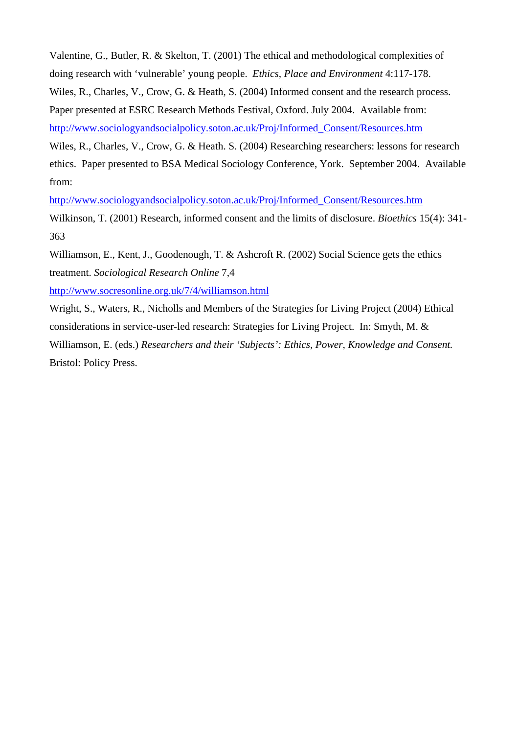Valentine, G., Butler, R. & Skelton, T. (2001) The ethical and methodological complexities of doing research with 'vulnerable' young people. *Ethics, Place and Environment* 4:117-178.

Wiles, R., Charles, V., Crow, G. & Heath, S. (2004) Informed consent and the research process. Paper presented at ESRC Research Methods Festival, Oxford. July 2004. Available from: http://www.sociologyandsocialpolicy.soton.ac.uk/Proj/Informed_Consent/Resources.htm

Wiles, R., Charles, V., Crow, G. & Heath. S. (2004) Researching researchers: lessons for research ethics. Paper presented to BSA Medical Sociology Conference, York. September 2004. Available from:
http://www.sociologyandsocialpolicy.soton.ac.uk/Proj/Informed_Consent/Resources.htm

Wilkinson, T. (2001) Research, informed consent and the limits of disclosure. *Bioethics* 15(4): 341-363

Williamson, E., Kent, J., Goodenough, T. & Ashcroft R. (2002) Social Science gets the ethics treatment. *Sociological Research Online* 7,4
http://www.socresonline.org.uk/7/4/williamson.html

Wright, S., Waters, R., Nicholls and Members of the Strategies for Living Project (2004) Ethical considerations in service-user-led research: Strategies for Living Project. In: Smyth, M. & Williamson, E. (eds.) *Researchers and their 'Subjects': Ethics, Power, Knowledge and Consent.* Bristol: Policy Press.